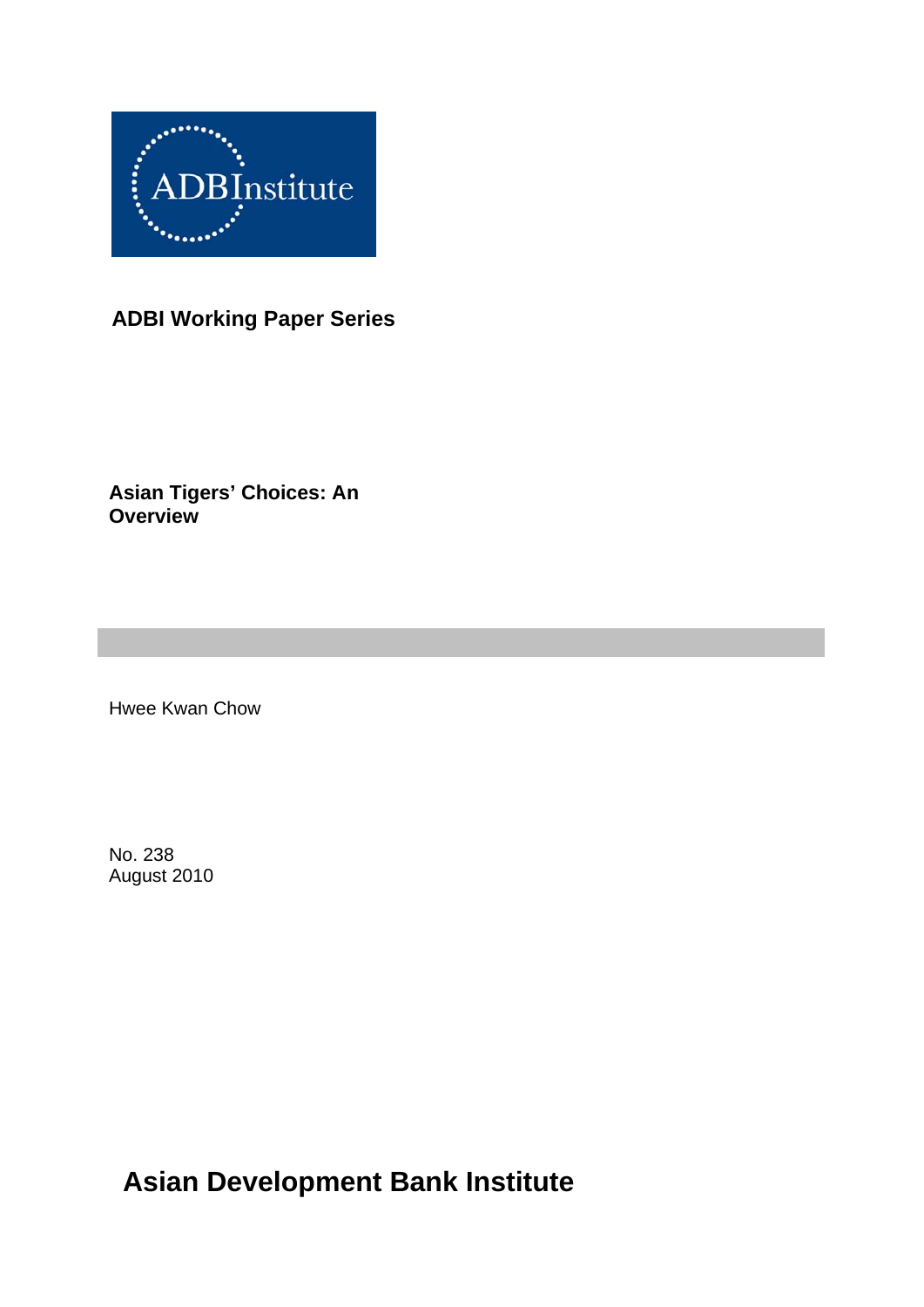ADBInstitute

**ADBI Working Paper Series**

# Asian Tigers' Choices: An Overview

Hwee Kwan Chow

No. 238
August 2010

**Asian Development Bank Institute**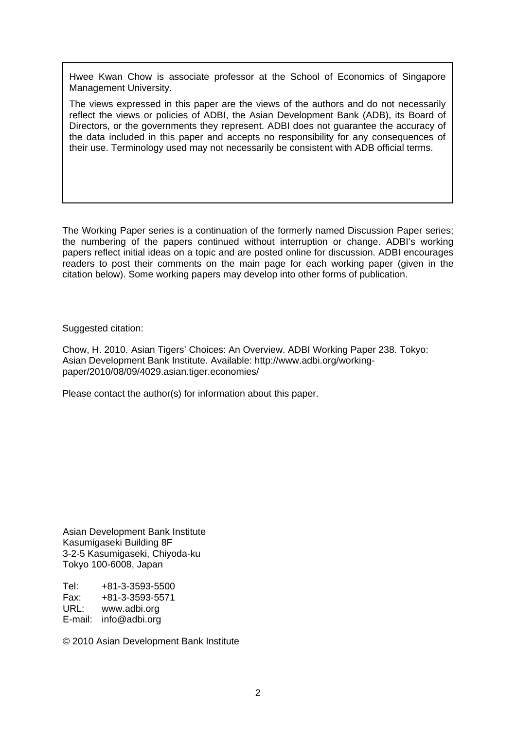Hwee Kwan Chow is associate professor at the School of Economics of Singapore Management University.

The views expressed in this paper are the views of the authors and do not necessarily reflect the views or policies of ADBI, the Asian Development Bank (ADB), its Board of Directors, or the governments they represent. ADBI does not guarantee the accuracy of the data included in this paper and accepts no responsibility for any consequences of their use. Terminology used may not necessarily be consistent with ADB official terms.

The Working Paper series is a continuation of the formerly named Discussion Paper series; the numbering of the papers continued without interruption or change. ADBI's working papers reflect initial ideas on a topic and are posted online for discussion. ADBI encourages readers to post their comments on the main page for each working paper (given in the citation below). Some working papers may develop into other forms of publication.

Suggested citation:

Chow, H. 2010. Asian Tigers' Choices: An Overview. ADBI Working Paper 238. Tokyo: Asian Development Bank Institute. Available: http://www.adbi.org/working-paper/2010/08/09/4029.asian.tiger.economies/

Please contact the author(s) for information about this paper.

Asian Development Bank Institute
Kasumigaseki Building 8F
3-2-5 Kasumigaseki, Chiyoda-ku
Tokyo 100-6008, Japan

Tel: +81-3-3593-5500
Fax: +81-3-3593-5571
URL: www.adbi.org
E-mail: info@adbi.org

© 2010 Asian Development Bank Institute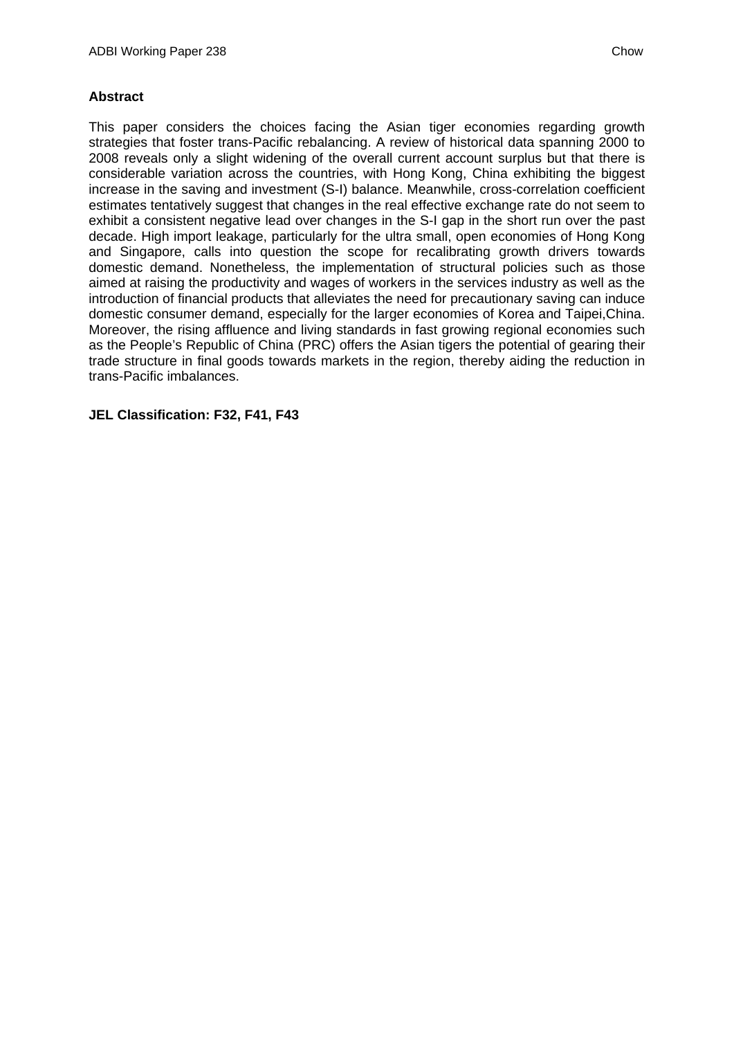**Abstract**

This paper considers the choices facing the Asian tiger economies regarding growth strategies that foster trans-Pacific rebalancing. A review of historical data spanning 2000 to 2008 reveals only a slight widening of the overall current account surplus but that there is considerable variation across the countries, with Hong Kong, China exhibiting the biggest increase in the saving and investment (S-I) balance. Meanwhile, cross-correlation coefficient estimates tentatively suggest that changes in the real effective exchange rate do not seem to exhibit a consistent negative lead over changes in the S-I gap in the short run over the past decade. High import leakage, particularly for the ultra small, open economies of Hong Kong and Singapore, calls into question the scope for recalibrating growth drivers towards domestic demand. Nonetheless, the implementation of structural policies such as those aimed at raising the productivity and wages of workers in the services industry as well as the introduction of financial products that alleviates the need for precautionary saving can induce domestic consumer demand, especially for the larger economies of Korea and Taipei,China. Moreover, the rising affluence and living standards in fast growing regional economies such as the People's Republic of China (PRC) offers the Asian tigers the potential of gearing their trade structure in final goods towards markets in the region, thereby aiding the reduction in trans-Pacific imbalances.

**JEL Classification: F32, F41, F43**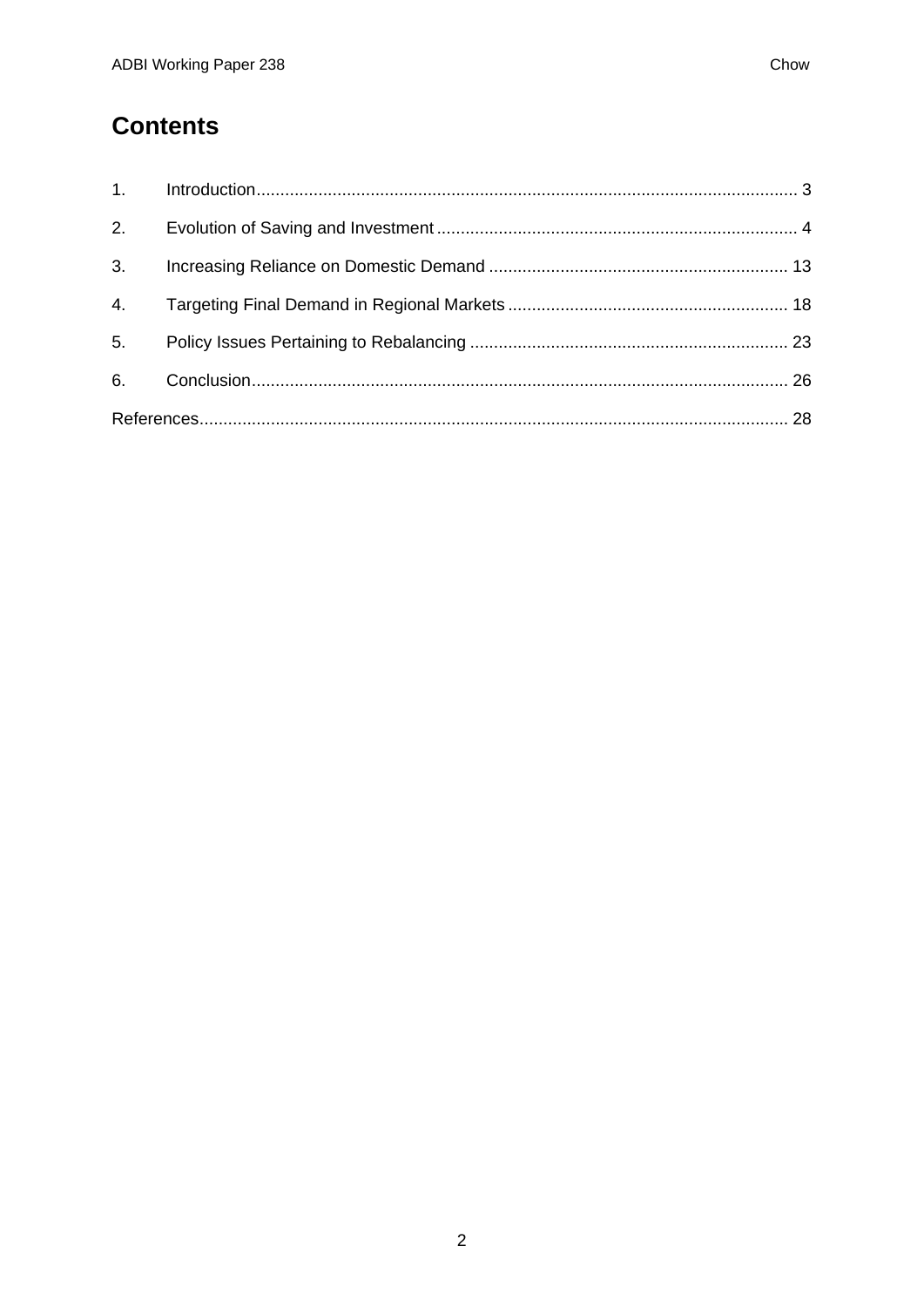# Contents

1. Introduction ........................................................................................................ 3
2. Evolution of Saving and Investment ......................................................................... 4
3. Increasing Reliance on Domestic Demand ................................................................ 13
4. Targeting Final Demand in Regional Markets ............................................................ 18
5. Policy Issues Pertaining to Rebalancing ................................................................... 23
6. Conclusion ......................................................................................................... 26

References ............................................................................................................. 28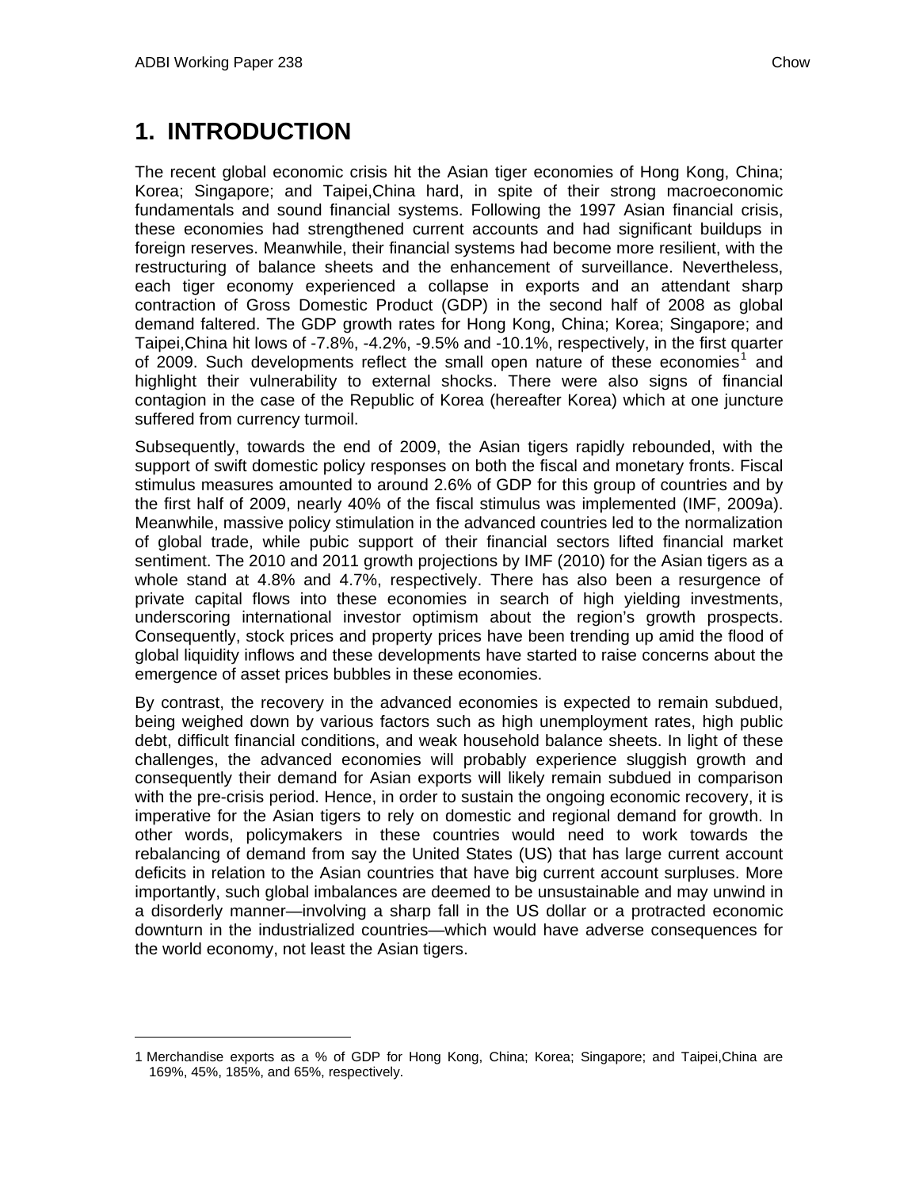# 1. INTRODUCTION

The recent global economic crisis hit the Asian tiger economies of Hong Kong, China; Korea; Singapore; and Taipei,China hard, in spite of their strong macroeconomic fundamentals and sound financial systems. Following the 1997 Asian financial crisis, these economies had strengthened current accounts and had significant buildups in foreign reserves. Meanwhile, their financial systems had become more resilient, with the restructuring of balance sheets and the enhancement of surveillance. Nevertheless, each tiger economy experienced a collapse in exports and an attendant sharp contraction of Gross Domestic Product (GDP) in the second half of 2008 as global demand faltered. The GDP growth rates for Hong Kong, China; Korea; Singapore; and Taipei,China hit lows of -7.8%, -4.2%, -9.5% and -10.1%, respectively, in the first quarter of 2009. Such developments reflect the small open nature of these economies[1] and highlight their vulnerability to external shocks. There were also signs of financial contagion in the case of the Republic of Korea (hereafter Korea) which at one juncture suffered from currency turmoil.

Subsequently, towards the end of 2009, the Asian tigers rapidly rebounded, with the support of swift domestic policy responses on both the fiscal and monetary fronts. Fiscal stimulus measures amounted to around 2.6% of GDP for this group of countries and by the first half of 2009, nearly 40% of the fiscal stimulus was implemented (IMF, 2009a). Meanwhile, massive policy stimulation in the advanced countries led to the normalization of global trade, while pubic support of their financial sectors lifted financial market sentiment. The 2010 and 2011 growth projections by IMF (2010) for the Asian tigers as a whole stand at 4.8% and 4.7%, respectively. There has also been a resurgence of private capital flows into these economies in search of high yielding investments, underscoring international investor optimism about the region's growth prospects. Consequently, stock prices and property prices have been trending up amid the flood of global liquidity inflows and these developments have started to raise concerns about the emergence of asset prices bubbles in these economies.

By contrast, the recovery in the advanced economies is expected to remain subdued, being weighed down by various factors such as high unemployment rates, high public debt, difficult financial conditions, and weak household balance sheets. In light of these challenges, the advanced economies will probably experience sluggish growth and consequently their demand for Asian exports will likely remain subdued in comparison with the pre-crisis period. Hence, in order to sustain the ongoing economic recovery, it is imperative for the Asian tigers to rely on domestic and regional demand for growth. In other words, policymakers in these countries would need to work towards the rebalancing of demand from say the United States (US) that has large current account deficits in relation to the Asian countries that have big current account surpluses. More importantly, such global imbalances are deemed to be unsustainable and may unwind in a disorderly manner—involving a sharp fall in the US dollar or a protracted economic downturn in the industrialized countries—which would have adverse consequences for the world economy, not least the Asian tigers.

---

1 Merchandise exports as a % of GDP for Hong Kong, China; Korea; Singapore; and Taipei,China are 169%, 45%, 185%, and 65%, respectively.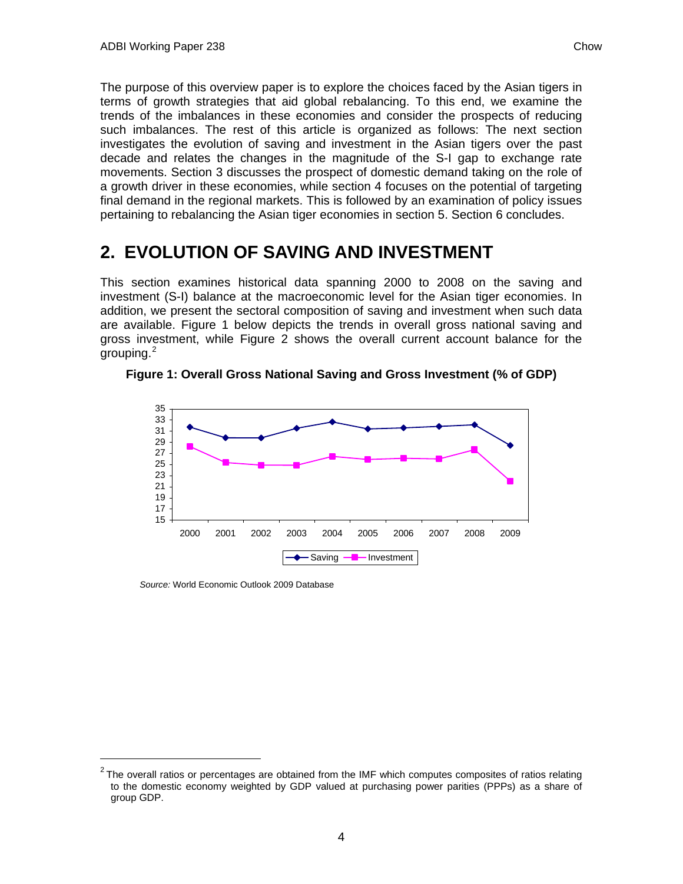The purpose of this overview paper is to explore the choices faced by the Asian tigers in terms of growth strategies that aid global rebalancing. To this end, we examine the trends of the imbalances in these economies and consider the prospects of reducing such imbalances. The rest of this article is organized as follows: The next section investigates the evolution of saving and investment in the Asian tigers over the past decade and relates the changes in the magnitude of the S-I gap to exchange rate movements. Section 3 discusses the prospect of domestic demand taking on the role of a growth driver in these economies, while section 4 focuses on the potential of targeting final demand in the regional markets. This is followed by an examination of policy issues pertaining to rebalancing the Asian tiger economies in section 5. Section 6 concludes.

## 2. EVOLUTION OF SAVING AND INVESTMENT

This section examines historical data spanning 2000 to 2008 on the saving and investment (S-I) balance at the macroeconomic level for the Asian tiger economies. In addition, we present the sectoral composition of saving and investment when such data are available. Figure 1 below depicts the trends in overall gross national saving and gross investment, while Figure 2 shows the overall current account balance for the grouping.[2]

**Figure 1: Overall Gross National Saving and Gross Investment (% of GDP)**

*Source:* World Economic Outlook 2009 Database

[2] The overall ratios or percentages are obtained from the IMF which computes composites of ratios relating to the domestic economy weighted by GDP valued at purchasing power parities (PPPs) as a share of group GDP.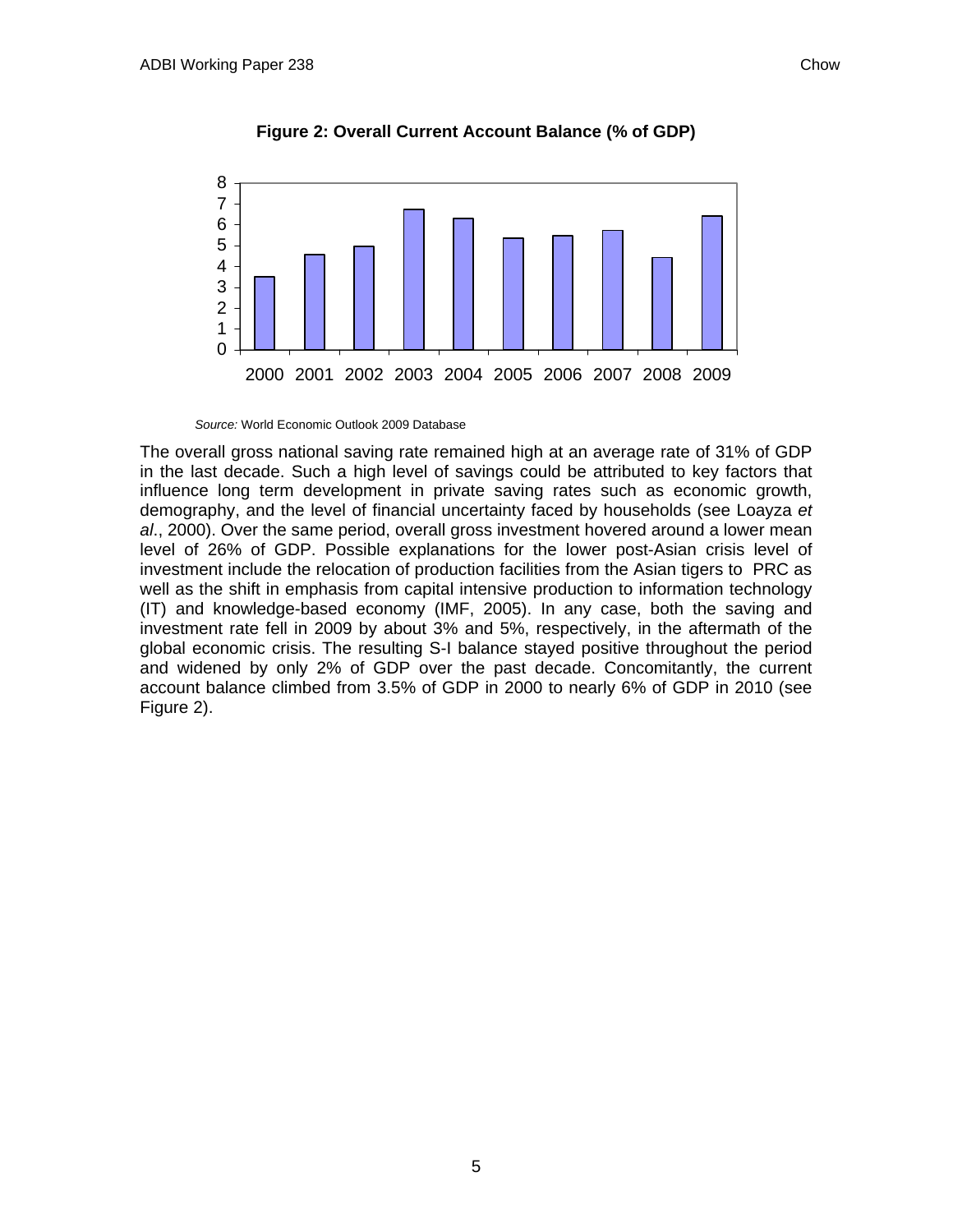**Figure 2: Overall Current Account Balance (% of GDP)**

*Source:* World Economic Outlook 2009 Database

The overall gross national saving rate remained high at an average rate of 31% of GDP in the last decade. Such a high level of savings could be attributed to key factors that influence long term development in private saving rates such as economic growth, demography, and the level of financial uncertainty faced by households (see Loayza *et al*., 2000). Over the same period, overall gross investment hovered around a lower mean level of 26% of GDP. Possible explanations for the lower post-Asian crisis level of investment include the relocation of production facilities from the Asian tigers to PRC as well as the shift in emphasis from capital intensive production to information technology (IT) and knowledge-based economy (IMF, 2005). In any case, both the saving and investment rate fell in 2009 by about 3% and 5%, respectively, in the aftermath of the global economic crisis. The resulting S-I balance stayed positive throughout the period and widened by only 2% of GDP over the past decade. Concomitantly, the current account balance climbed from 3.5% of GDP in 2000 to nearly 6% of GDP in 2010 (see Figure 2).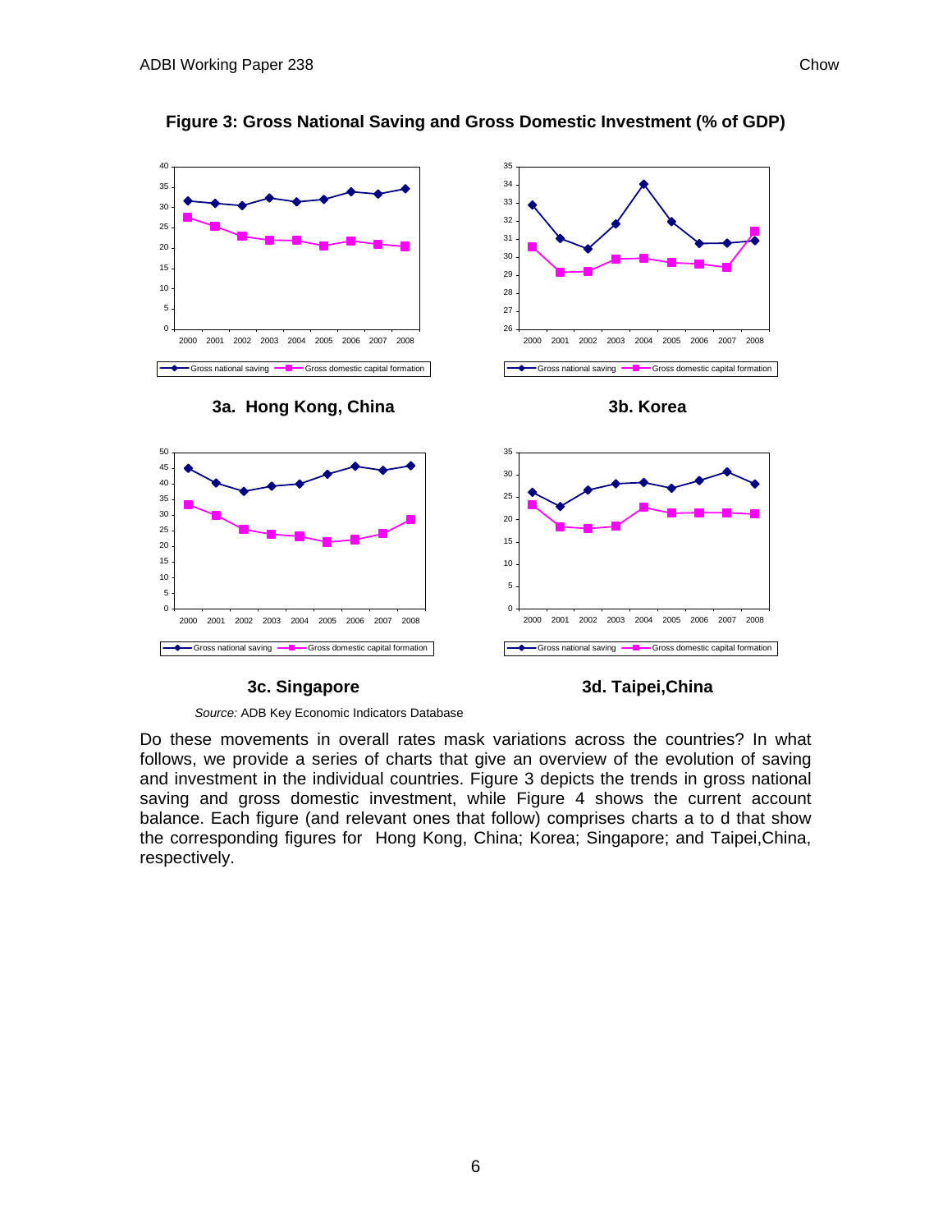**Figure 3: Gross National Saving and Gross Domestic Investment (% of GDP)**

**3a. Hong Kong, China**

**3b. Korea**

**3c. Singapore**

**3d. Taipei,China**

*Source:* ADB Key Economic Indicators Database

Do these movements in overall rates mask variations across the countries? In what follows, we provide a series of charts that give an overview of the evolution of saving and investment in the individual countries. Figure 3 depicts the trends in gross national saving and gross domestic investment, while Figure 4 shows the current account balance. Each figure (and relevant ones that follow) comprises charts a to d that show the corresponding figures for Hong Kong, China; Korea; Singapore; and Taipei,China, respectively.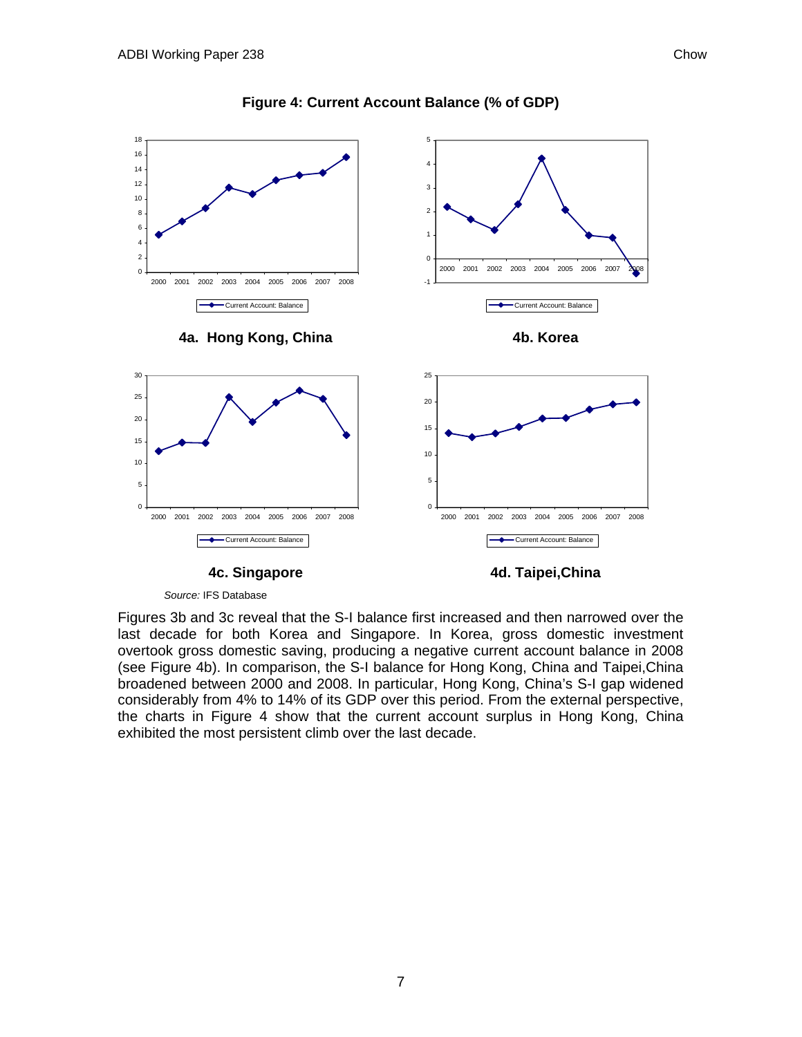**Figure 4: Current Account Balance (% of GDP)**

**4a. Hong Kong, China**

**4b. Korea**

**4c. Singapore**

**4d. Taipei,China**

*Source:* IFS Database

Figures 3b and 3c reveal that the S-I balance first increased and then narrowed over the last decade for both Korea and Singapore. In Korea, gross domestic investment overtook gross domestic saving, producing a negative current account balance in 2008 (see Figure 4b). In comparison, the S-I balance for Hong Kong, China and Taipei,China broadened between 2000 and 2008. In particular, Hong Kong, China's S-I gap widened considerably from 4% to 14% of its GDP over this period. From the external perspective, the charts in Figure 4 show that the current account surplus in Hong Kong, China exhibited the most persistent climb over the last decade.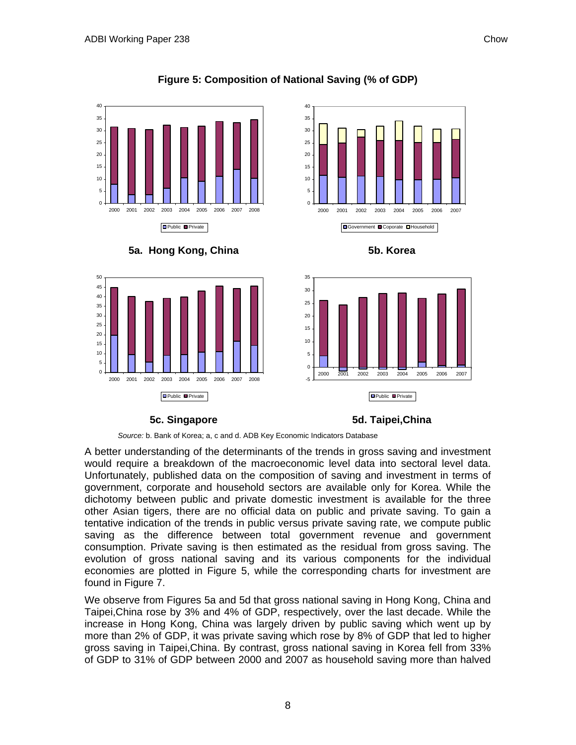**Figure 5: Composition of National Saving (% of GDP)**

**5a. Hong Kong, China**

**5b. Korea**

**5c. Singapore**

**5d. Taipei,China**

*Source:* b. Bank of Korea; a, c and d. ADB Key Economic Indicators Database

A better understanding of the determinants of the trends in gross saving and investment would require a breakdown of the macroeconomic level data into sectoral level data. Unfortunately, published data on the composition of saving and investment in terms of government, corporate and household sectors are available only for Korea. While the dichotomy between public and private domestic investment is available for the three other Asian tigers, there are no official data on public and private saving. To gain a tentative indication of the trends in public versus private saving rate, we compute public saving as the difference between total government revenue and government consumption. Private saving is then estimated as the residual from gross saving. The evolution of gross national saving and its various components for the individual economies are plotted in Figure 5, while the corresponding charts for investment are found in Figure 7.

We observe from Figures 5a and 5d that gross national saving in Hong Kong, China and Taipei,China rose by 3% and 4% of GDP, respectively, over the last decade. While the increase in Hong Kong, China was largely driven by public saving which went up by more than 2% of GDP, it was private saving which rose by 8% of GDP that led to higher gross saving in Taipei,China. By contrast, gross national saving in Korea fell from 33% of GDP to 31% of GDP between 2000 and 2007 as household saving more than halved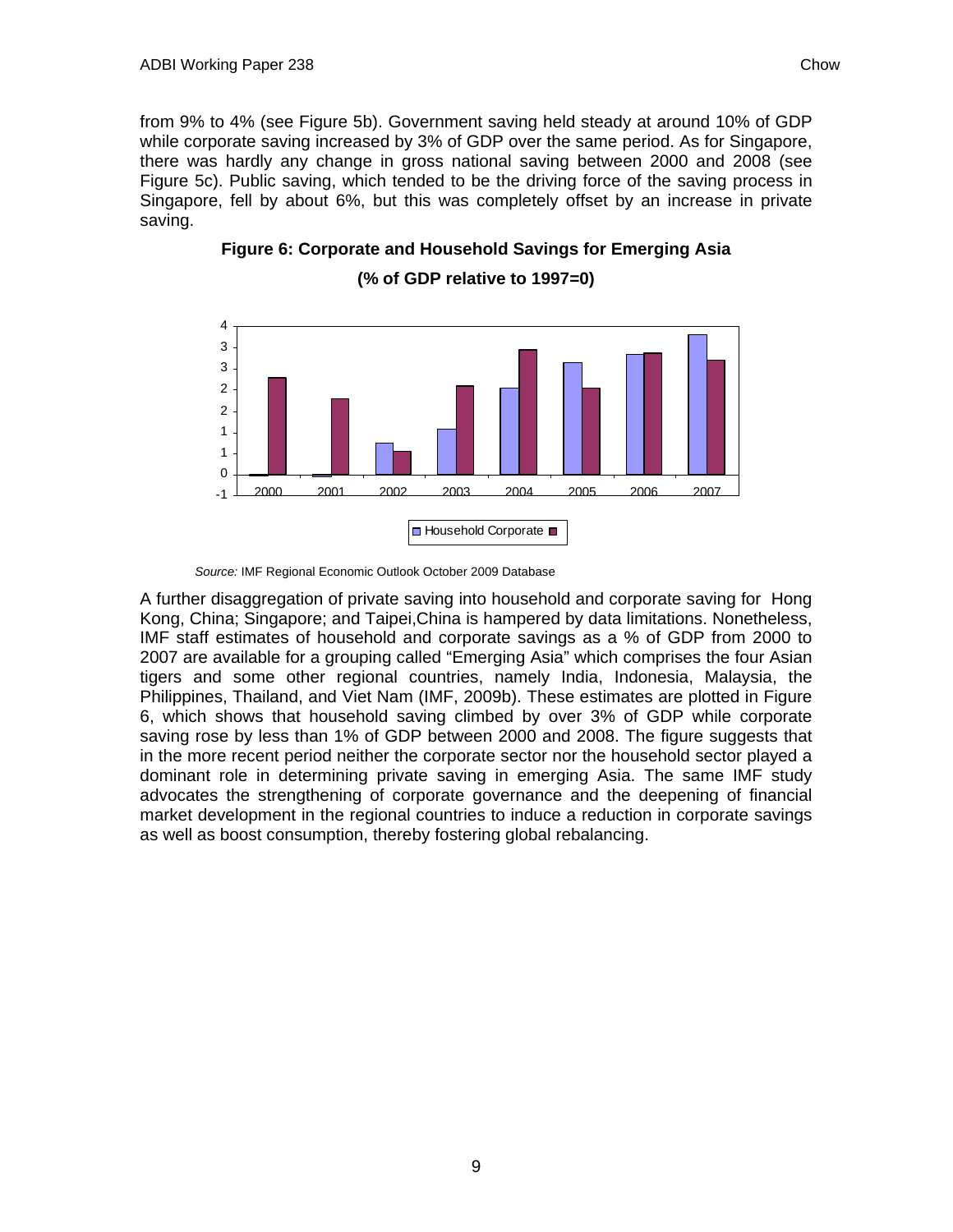from 9% to 4% (see Figure 5b). Government saving held steady at around 10% of GDP while corporate saving increased by 3% of GDP over the same period. As for Singapore, there was hardly any change in gross national saving between 2000 and 2008 (see Figure 5c). Public saving, which tended to be the driving force of the saving process in Singapore, fell by about 6%, but this was completely offset by an increase in private saving.

**Figure 6: Corporate and Household Savings for Emerging Asia**

**(% of GDP relative to 1997=0)**

*Source:* IMF Regional Economic Outlook October 2009 Database

A further disaggregation of private saving into household and corporate saving for Hong Kong, China; Singapore; and Taipei,China is hampered by data limitations. Nonetheless, IMF staff estimates of household and corporate savings as a % of GDP from 2000 to 2007 are available for a grouping called "Emerging Asia" which comprises the four Asian tigers and some other regional countries, namely India, Indonesia, Malaysia, the Philippines, Thailand, and Viet Nam (IMF, 2009b). These estimates are plotted in Figure 6, which shows that household saving climbed by over 3% of GDP while corporate saving rose by less than 1% of GDP between 2000 and 2008. The figure suggests that in the more recent period neither the corporate sector nor the household sector played a dominant role in determining private saving in emerging Asia. The same IMF study advocates the strengthening of corporate governance and the deepening of financial market development in the regional countries to induce a reduction in corporate savings as well as boost consumption, thereby fostering global rebalancing.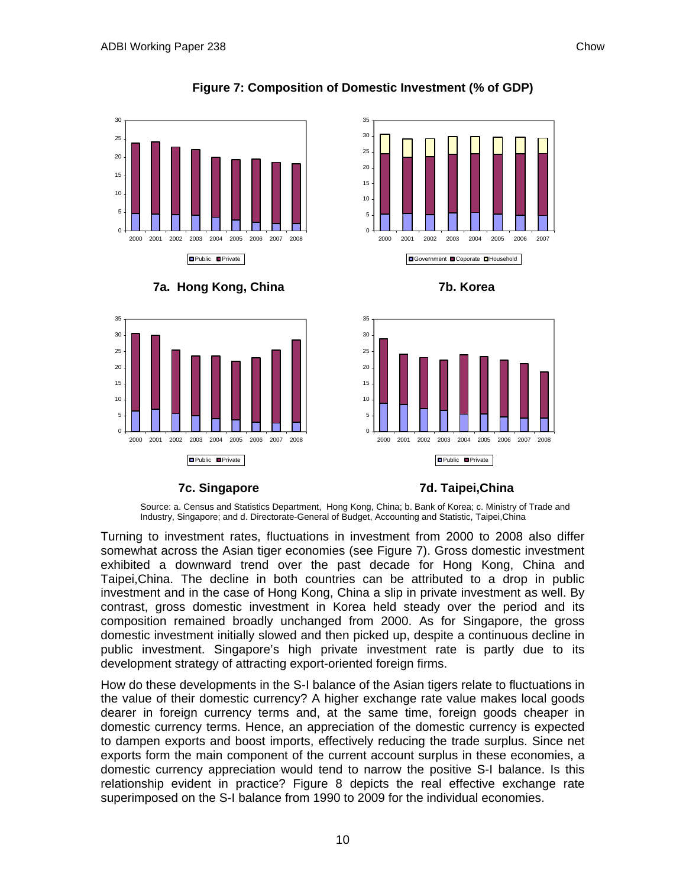**Figure 7: Composition of Domestic Investment (% of GDP)**

**7a. Hong Kong, China**

**7b. Korea**

**7c. Singapore**

**7d. Taipei,China**

Source: a. Census and Statistics Department, Hong Kong, China; b. Bank of Korea; c. Ministry of Trade and Industry, Singapore; and d. Directorate-General of Budget, Accounting and Statistic, Taipei,China

Turning to investment rates, fluctuations in investment from 2000 to 2008 also differ somewhat across the Asian tiger economies (see Figure 7). Gross domestic investment exhibited a downward trend over the past decade for Hong Kong, China and Taipei,China. The decline in both countries can be attributed to a drop in public investment and in the case of Hong Kong, China a slip in private investment as well. By contrast, gross domestic investment in Korea held steady over the period and its composition remained broadly unchanged from 2000. As for Singapore, the gross domestic investment initially slowed and then picked up, despite a continuous decline in public investment. Singapore's high private investment rate is partly due to its development strategy of attracting export-oriented foreign firms.

How do these developments in the S-I balance of the Asian tigers relate to fluctuations in the value of their domestic currency? A higher exchange rate value makes local goods dearer in foreign currency terms and, at the same time, foreign goods cheaper in domestic currency terms. Hence, an appreciation of the domestic currency is expected to dampen exports and boost imports, effectively reducing the trade surplus. Since net exports form the main component of the current account surplus in these economies, a domestic currency appreciation would tend to narrow the positive S-I balance. Is this relationship evident in practice? Figure 8 depicts the real effective exchange rate superimposed on the S-I balance from 1990 to 2009 for the individual economies.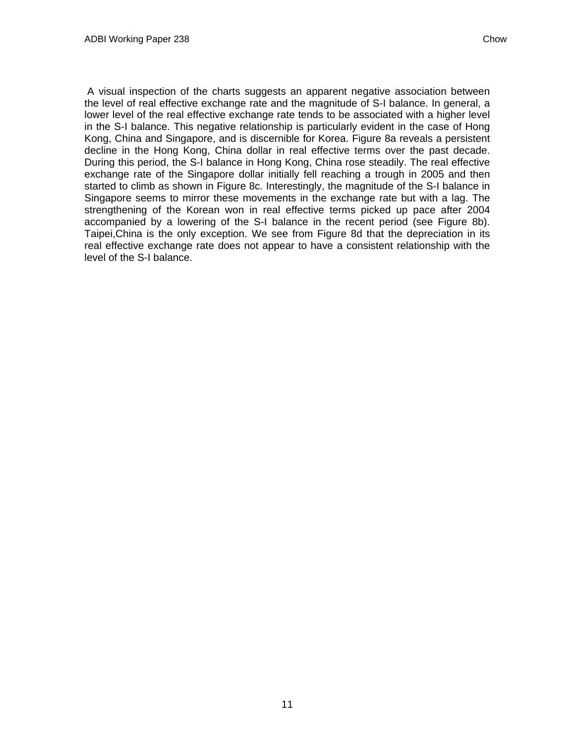A visual inspection of the charts suggests an apparent negative association between the level of real effective exchange rate and the magnitude of S-I balance. In general, a lower level of the real effective exchange rate tends to be associated with a higher level in the S-I balance. This negative relationship is particularly evident in the case of Hong Kong, China and Singapore, and is discernible for Korea. Figure 8a reveals a persistent decline in the Hong Kong, China dollar in real effective terms over the past decade. During this period, the S-I balance in Hong Kong, China rose steadily. The real effective exchange rate of the Singapore dollar initially fell reaching a trough in 2005 and then started to climb as shown in Figure 8c. Interestingly, the magnitude of the S-I balance in Singapore seems to mirror these movements in the exchange rate but with a lag. The strengthening of the Korean won in real effective terms picked up pace after 2004 accompanied by a lowering of the S-I balance in the recent period (see Figure 8b). Taipei,China is the only exception. We see from Figure 8d that the depreciation in its real effective exchange rate does not appear to have a consistent relationship with the level of the S-I balance.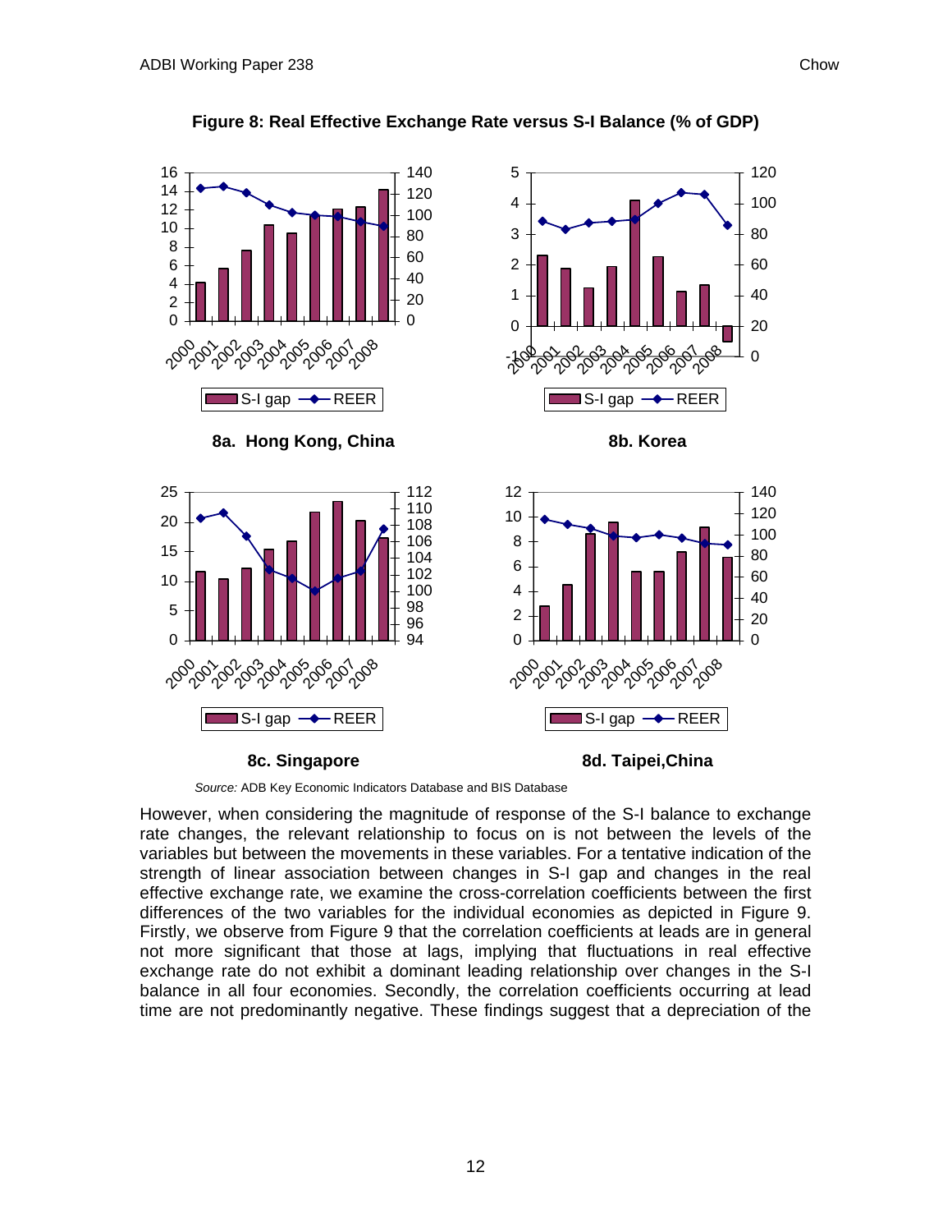**Figure 8: Real Effective Exchange Rate versus S-I Balance (% of GDP)**

**8a. Hong Kong, China**

**8b. Korea**

**8c. Singapore**

**8d. Taipei,China**

*Source:* ADB Key Economic Indicators Database and BIS Database

However, when considering the magnitude of response of the S-I balance to exchange rate changes, the relevant relationship to focus on is not between the levels of the variables but between the movements in these variables. For a tentative indication of the strength of linear association between changes in S-I gap and changes in the real effective exchange rate, we examine the cross-correlation coefficients between the first differences of the two variables for the individual economies as depicted in Figure 9. Firstly, we observe from Figure 9 that the correlation coefficients at leads are in general not more significant that those at lags, implying that fluctuations in real effective exchange rate do not exhibit a dominant leading relationship over changes in the S-I balance in all four economies. Secondly, the correlation coefficients occurring at lead time are not predominantly negative. These findings suggest that a depreciation of the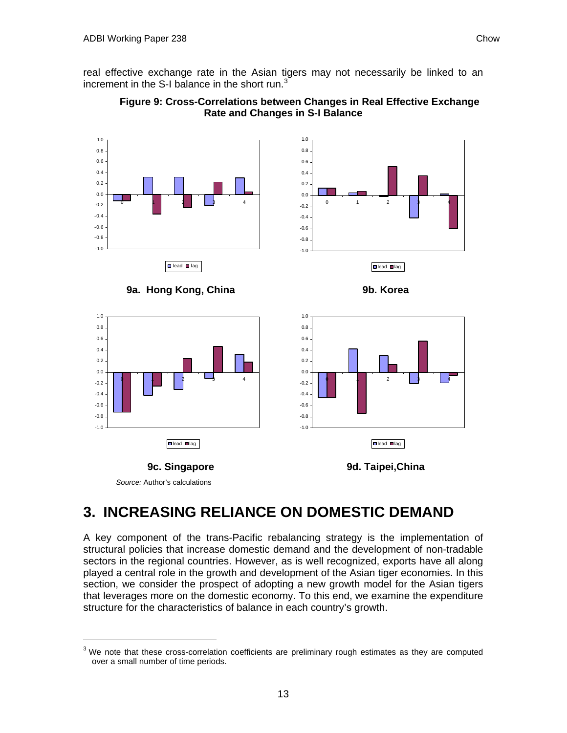real effective exchange rate in the Asian tigers may not necessarily be linked to an increment in the S-I balance in the short run.[3]

**Figure 9: Cross-Correlations between Changes in Real Effective Exchange Rate and Changes in S-I Balance**

**9a. Hong Kong, China**

**9b. Korea**

**9c. Singapore**

**9d. Taipei,China**

*Source:* Author's calculations

## 3. INCREASING RELIANCE ON DOMESTIC DEMAND

A key component of the trans-Pacific rebalancing strategy is the implementation of structural policies that increase domestic demand and the development of non-tradable sectors in the regional countries. However, as is well recognized, exports have all along played a central role in the growth and development of the Asian tiger economies. In this section, we consider the prospect of adopting a new growth model for the Asian tigers that leverages more on the domestic economy. To this end, we examine the expenditure structure for the characteristics of balance in each country's growth.

[3] We note that these cross-correlation coefficients are preliminary rough estimates as they are computed over a small number of time periods.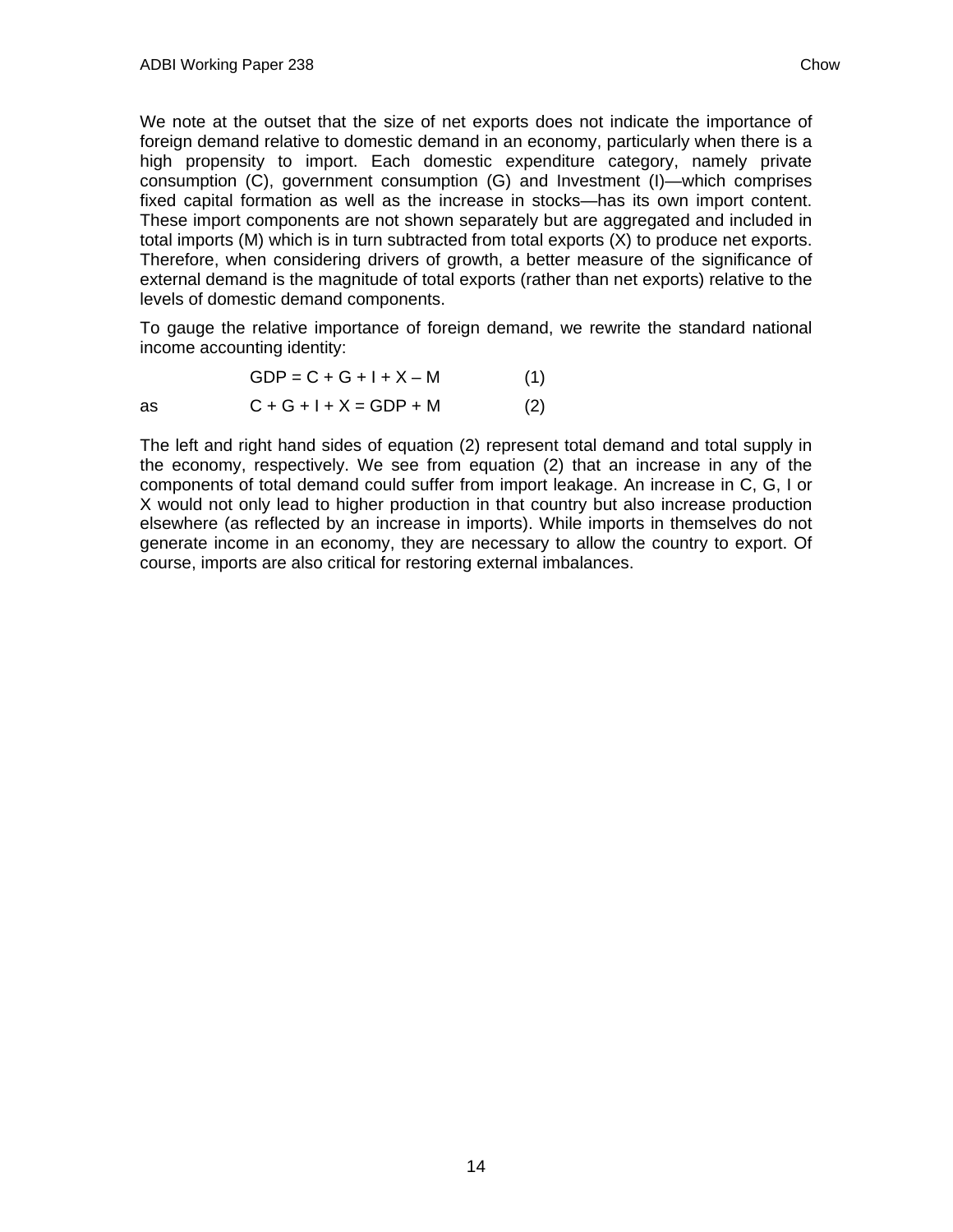We note at the outset that the size of net exports does not indicate the importance of foreign demand relative to domestic demand in an economy, particularly when there is a high propensity to import. Each domestic expenditure category, namely private consumption (C), government consumption (G) and Investment (I)—which comprises fixed capital formation as well as the increase in stocks—has its own import content. These import components are not shown separately but are aggregated and included in total imports (M) which is in turn subtracted from total exports (X) to produce net exports. Therefore, when considering drivers of growth, a better measure of the significance of external demand is the magnitude of total exports (rather than net exports) relative to the levels of domestic demand components.

To gauge the relative importance of foreign demand, we rewrite the standard national income accounting identity:

$$GDP = C + G + I + X - M \qquad (1)$$

as

$$C + G + I + X = GDP + M \qquad (2)$$

The left and right hand sides of equation (2) represent total demand and total supply in the economy, respectively. We see from equation (2) that an increase in any of the components of total demand could suffer from import leakage. An increase in C, G, I or X would not only lead to higher production in that country but also increase production elsewhere (as reflected by an increase in imports). While imports in themselves do not generate income in an economy, they are necessary to allow the country to export. Of course, imports are also critical for restoring external imbalances.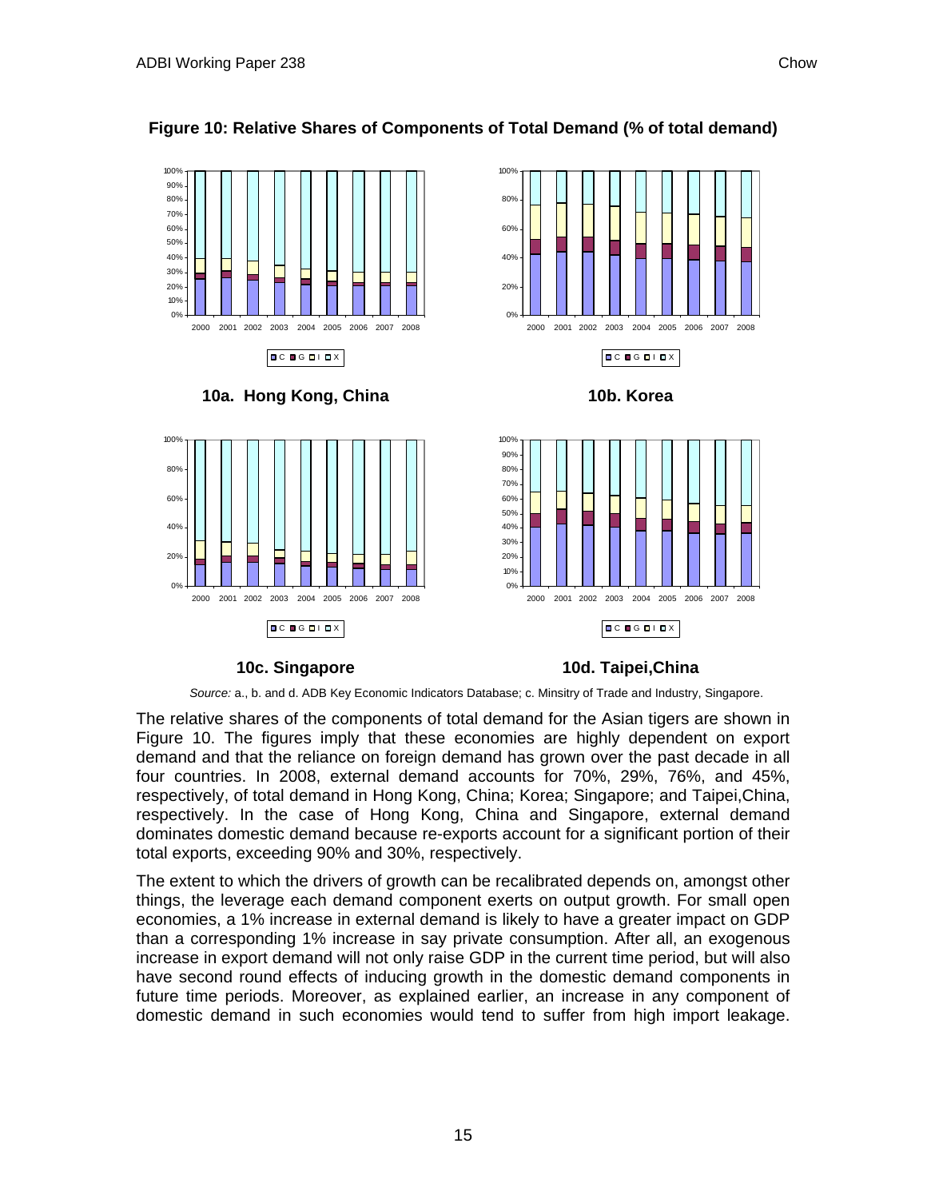**Figure 10: Relative Shares of Components of Total Demand (% of total demand)**

**10a. Hong Kong, China**

**10b. Korea**

**10c. Singapore**

**10d. Taipei,China**

*Source:* a., b. and d. ADB Key Economic Indicators Database; c. Minsitry of Trade and Industry, Singapore.

The relative shares of the components of total demand for the Asian tigers are shown in Figure 10. The figures imply that these economies are highly dependent on export demand and that the reliance on foreign demand has grown over the past decade in all four countries. In 2008, external demand accounts for 70%, 29%, 76%, and 45%, respectively, of total demand in Hong Kong, China; Korea; Singapore; and Taipei,China, respectively. In the case of Hong Kong, China and Singapore, external demand dominates domestic demand because re-exports account for a significant portion of their total exports, exceeding 90% and 30%, respectively.

The extent to which the drivers of growth can be recalibrated depends on, amongst other things, the leverage each demand component exerts on output growth. For small open economies, a 1% increase in external demand is likely to have a greater impact on GDP than a corresponding 1% increase in say private consumption. After all, an exogenous increase in export demand will not only raise GDP in the current time period, but will also have second round effects of inducing growth in the domestic demand components in future time periods. Moreover, as explained earlier, an increase in any component of domestic demand in such economies would tend to suffer from high import leakage.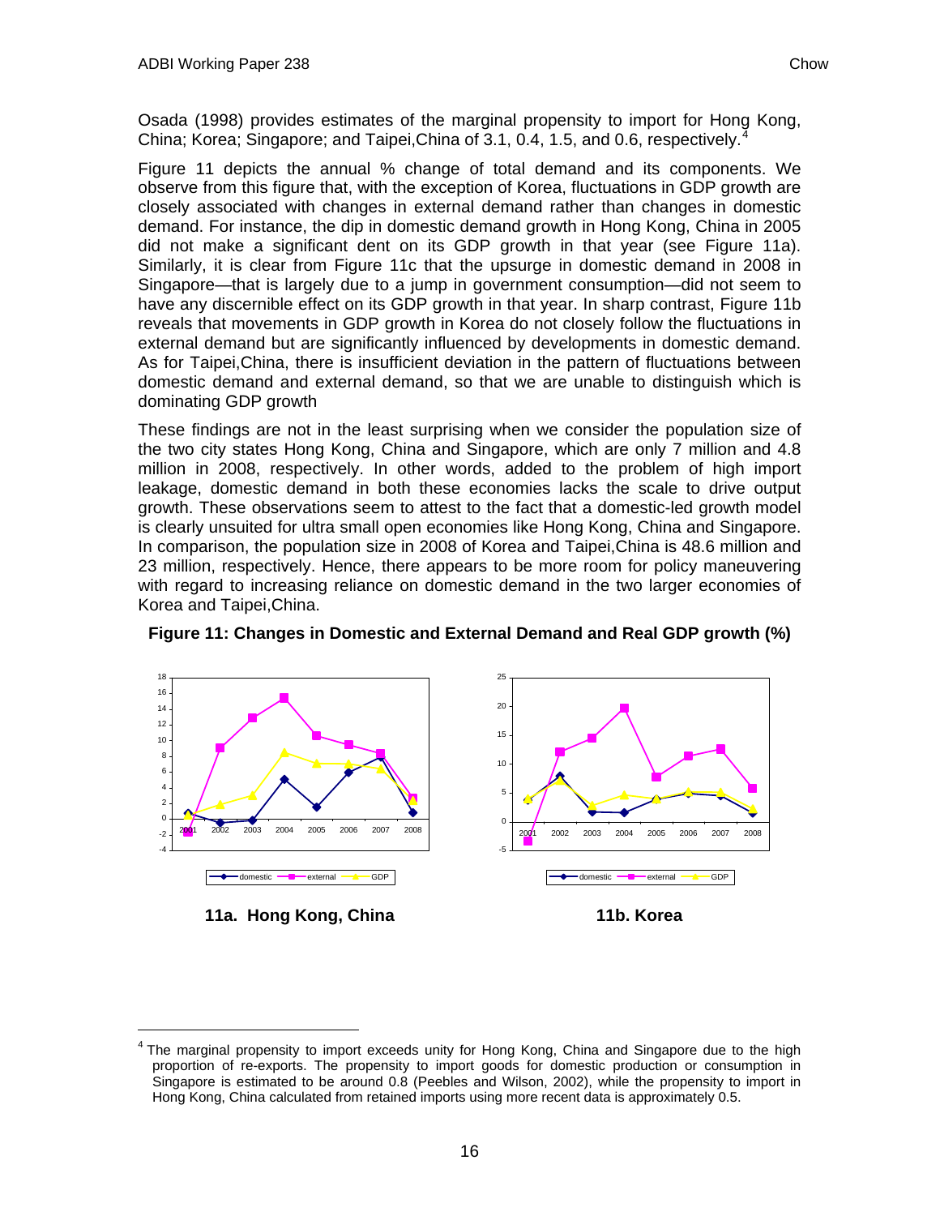Osada (1998) provides estimates of the marginal propensity to import for Hong Kong, China; Korea; Singapore; and Taipei,China of 3.1, 0.4, 1.5, and 0.6, respectively.[4]

Figure 11 depicts the annual % change of total demand and its components. We observe from this figure that, with the exception of Korea, fluctuations in GDP growth are closely associated with changes in external demand rather than changes in domestic demand. For instance, the dip in domestic demand growth in Hong Kong, China in 2005 did not make a significant dent on its GDP growth in that year (see Figure 11a). Similarly, it is clear from Figure 11c that the upsurge in domestic demand in 2008 in Singapore—that is largely due to a jump in government consumption—did not seem to have any discernible effect on its GDP growth in that year. In sharp contrast, Figure 11b reveals that movements in GDP growth in Korea do not closely follow the fluctuations in external demand but are significantly influenced by developments in domestic demand. As for Taipei,China, there is insufficient deviation in the pattern of fluctuations between domestic demand and external demand, so that we are unable to distinguish which is dominating GDP growth

These findings are not in the least surprising when we consider the population size of the two city states Hong Kong, China and Singapore, which are only 7 million and 4.8 million in 2008, respectively. In other words, added to the problem of high import leakage, domestic demand in both these economies lacks the scale to drive output growth. These observations seem to attest to the fact that a domestic-led growth model is clearly unsuited for ultra small open economies like Hong Kong, China and Singapore. In comparison, the population size in 2008 of Korea and Taipei,China is 48.6 million and 23 million, respectively. Hence, there appears to be more room for policy maneuvering with regard to increasing reliance on domestic demand in the two larger economies of Korea and Taipei,China.

**Figure 11: Changes in Domestic and External Demand and Real GDP growth (%)**

**11a. Hong Kong, China**

**11b. Korea**

[4] The marginal propensity to import exceeds unity for Hong Kong, China and Singapore due to the high proportion of re-exports. The propensity to import goods for domestic production or consumption in Singapore is estimated to be around 0.8 (Peebles and Wilson, 2002), while the propensity to import in Hong Kong, China calculated from retained imports using more recent data is approximately 0.5.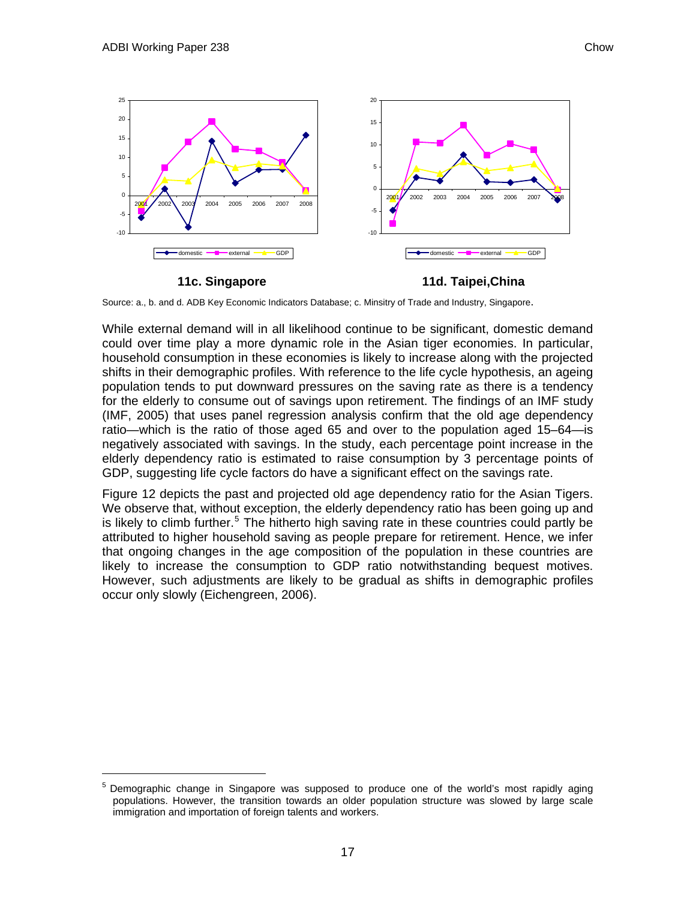**11c. Singapore**

**11d. Taipei,China**

Source: a., b. and d. ADB Key Economic Indicators Database; c. Minsitry of Trade and Industry, Singapore.

While external demand will in all likelihood continue to be significant, domestic demand could over time play a more dynamic role in the Asian tiger economies. In particular, household consumption in these economies is likely to increase along with the projected shifts in their demographic profiles. With reference to the life cycle hypothesis, an ageing population tends to put downward pressures on the saving rate as there is a tendency for the elderly to consume out of savings upon retirement. The findings of an IMF study (IMF, 2005) that uses panel regression analysis confirm that the old age dependency ratio—which is the ratio of those aged 65 and over to the population aged 15–64—is negatively associated with savings. In the study, each percentage point increase in the elderly dependency ratio is estimated to raise consumption by 3 percentage points of GDP, suggesting life cycle factors do have a significant effect on the savings rate.

Figure 12 depicts the past and projected old age dependency ratio for the Asian Tigers. We observe that, without exception, the elderly dependency ratio has been going up and is likely to climb further.[5] The hitherto high saving rate in these countries could partly be attributed to higher household saving as people prepare for retirement. Hence, we infer that ongoing changes in the age composition of the population in these countries are likely to increase the consumption to GDP ratio notwithstanding bequest motives. However, such adjustments are likely to be gradual as shifts in demographic profiles occur only slowly (Eichengreen, 2006).

[5] Demographic change in Singapore was supposed to produce one of the world's most rapidly aging populations. However, the transition towards an older population structure was slowed by large scale immigration and importation of foreign talents and workers.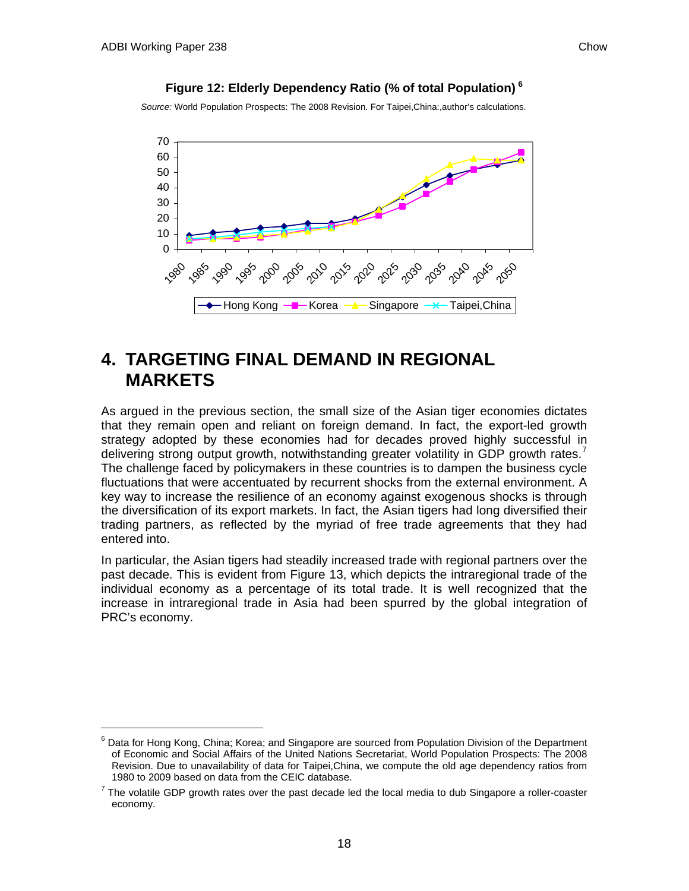**Figure 12: Elderly Dependency Ratio (% of total Population)** [6]

*Source:* World Population Prospects: The 2008 Revision. For Taipei,China:,author's calculations.

# 4. TARGETING FINAL DEMAND IN REGIONAL MARKETS

As argued in the previous section, the small size of the Asian tiger economies dictates that they remain open and reliant on foreign demand. In fact, the export-led growth strategy adopted by these economies had for decades proved highly successful in delivering strong output growth, notwithstanding greater volatility in GDP growth rates.[7] The challenge faced by policymakers in these countries is to dampen the business cycle fluctuations that were accentuated by recurrent shocks from the external environment. A key way to increase the resilience of an economy against exogenous shocks is through the diversification of its export markets. In fact, the Asian tigers had long diversified their trading partners, as reflected by the myriad of free trade agreements that they had entered into.

In particular, the Asian tigers had steadily increased trade with regional partners over the past decade. This is evident from Figure 13, which depicts the intraregional trade of the individual economy as a percentage of its total trade. It is well recognized that the increase in intraregional trade in Asia had been spurred by the global integration of PRC's economy.

---

[6] Data for Hong Kong, China; Korea; and Singapore are sourced from Population Division of the Department of Economic and Social Affairs of the United Nations Secretariat, World Population Prospects: The 2008 Revision. Due to unavailability of data for Taipei,China, we compute the old age dependency ratios from 1980 to 2009 based on data from the CEIC database.

[7] The volatile GDP growth rates over the past decade led the local media to dub Singapore a roller-coaster economy.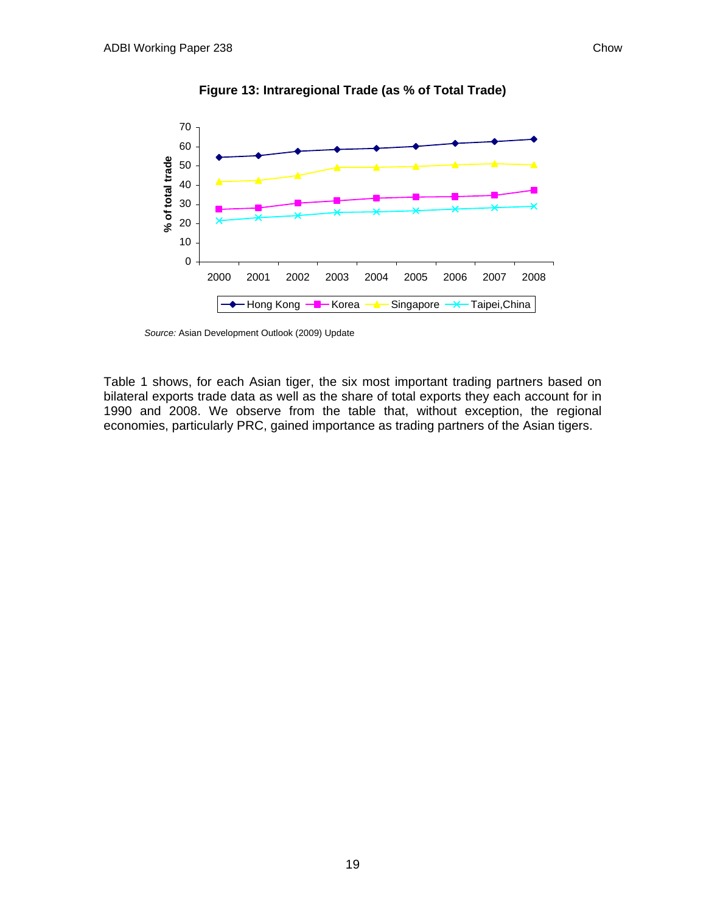**Figure 13: Intraregional Trade (as % of Total Trade)**

*Source:* Asian Development Outlook (2009) Update

Table 1 shows, for each Asian tiger, the six most important trading partners based on bilateral exports trade data as well as the share of total exports they each account for in 1990 and 2008. We observe from the table that, without exception, the regional economies, particularly PRC, gained importance as trading partners of the Asian tigers.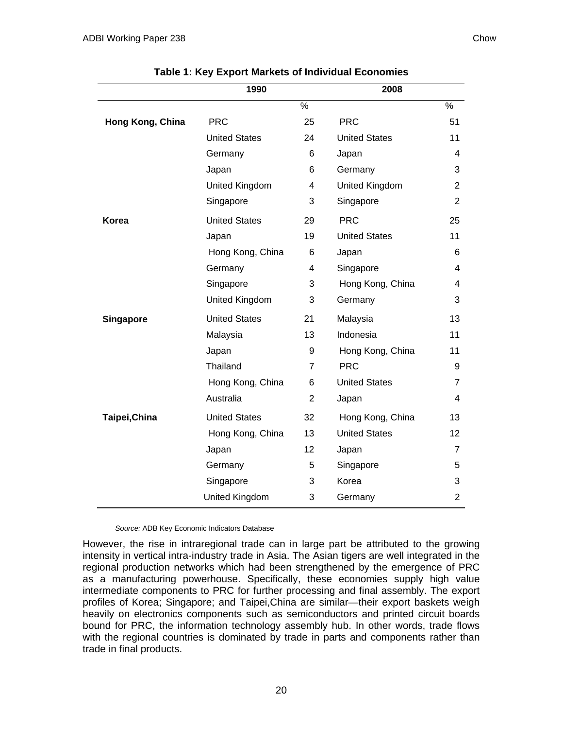**Table 1: Key Export Markets of Individual Economies**

| | 1990 | | 2008 | |
|---|---|---|---|---|
| | | % | | % |
| **Hong Kong, China** | PRC | 25 | PRC | 51 |
| | United States | 24 | United States | 11 |
| | Germany | 6 | Japan | 4 |
| | Japan | 6 | Germany | 3 |
| | United Kingdom | 4 | United Kingdom | 2 |
| | Singapore | 3 | Singapore | 2 |
| **Korea** | United States | 29 | PRC | 25 |
| | Japan | 19 | United States | 11 |
| | Hong Kong, China | 6 | Japan | 6 |
| | Germany | 4 | Singapore | 4 |
| | Singapore | 3 | Hong Kong, China | 4 |
| | United Kingdom | 3 | Germany | 3 |
| **Singapore** | United States | 21 | Malaysia | 13 |
| | Malaysia | 13 | Indonesia | 11 |
| | Japan | 9 | Hong Kong, China | 11 |
| | Thailand | 7 | PRC | 9 |
| | Hong Kong, China | 6 | United States | 7 |
| | Australia | 2 | Japan | 4 |
| **Taipei,China** | United States | 32 | Hong Kong, China | 13 |
| | Hong Kong, China | 13 | United States | 12 |
| | Japan | 12 | Japan | 7 |
| | Germany | 5 | Singapore | 5 |
| | Singapore | 3 | Korea | 3 |
| | United Kingdom | 3 | Germany | 2 |

*Source:* ADB Key Economic Indicators Database

However, the rise in intraregional trade can in large part be attributed to the growing intensity in vertical intra-industry trade in Asia. The Asian tigers are well integrated in the regional production networks which had been strengthened by the emergence of PRC as a manufacturing powerhouse. Specifically, these economies supply high value intermediate components to PRC for further processing and final assembly. The export profiles of Korea; Singapore; and Taipei,China are similar—their export baskets weigh heavily on electronics components such as semiconductors and printed circuit boards bound for PRC, the information technology assembly hub. In other words, trade flows with the regional countries is dominated by trade in parts and components rather than trade in final products.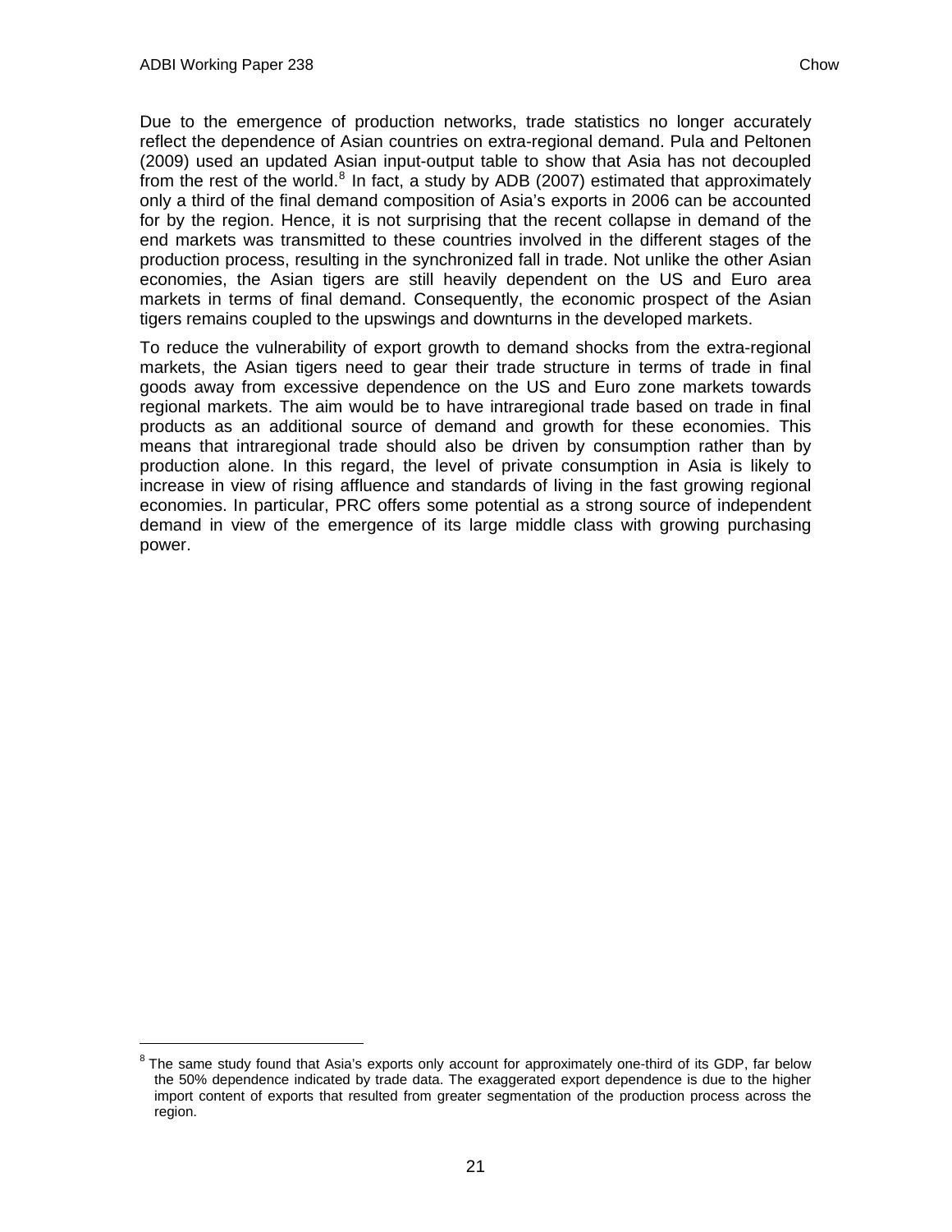Due to the emergence of production networks, trade statistics no longer accurately reflect the dependence of Asian countries on extra-regional demand. Pula and Peltonen (2009) used an updated Asian input-output table to show that Asia has not decoupled from the rest of the world.[8] In fact, a study by ADB (2007) estimated that approximately only a third of the final demand composition of Asia's exports in 2006 can be accounted for by the region. Hence, it is not surprising that the recent collapse in demand of the end markets was transmitted to these countries involved in the different stages of the production process, resulting in the synchronized fall in trade. Not unlike the other Asian economies, the Asian tigers are still heavily dependent on the US and Euro area markets in terms of final demand. Consequently, the economic prospect of the Asian tigers remains coupled to the upswings and downturns in the developed markets.

To reduce the vulnerability of export growth to demand shocks from the extra-regional markets, the Asian tigers need to gear their trade structure in terms of trade in final goods away from excessive dependence on the US and Euro zone markets towards regional markets. The aim would be to have intraregional trade based on trade in final products as an additional source of demand and growth for these economies. This means that intraregional trade should also be driven by consumption rather than by production alone. In this regard, the level of private consumption in Asia is likely to increase in view of rising affluence and standards of living in the fast growing regional economies. In particular, PRC offers some potential as a strong source of independent demand in view of the emergence of its large middle class with growing purchasing power.

[8] The same study found that Asia's exports only account for approximately one-third of its GDP, far below the 50% dependence indicated by trade data. The exaggerated export dependence is due to the higher import content of exports that resulted from greater segmentation of the production process across the region.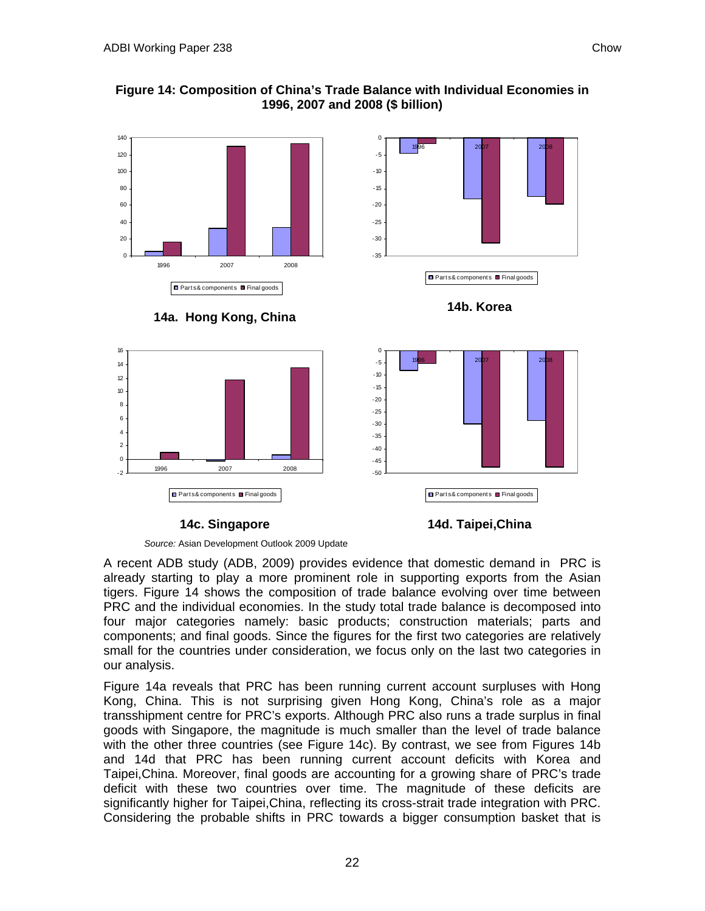**Figure 14: Composition of China's Trade Balance with Individual Economies in 1996, 2007 and 2008 ($ billion)**

**14a. Hong Kong, China**

**14b. Korea**

**14c. Singapore**

**14d. Taipei,China**

*Source:* Asian Development Outlook 2009 Update

A recent ADB study (ADB, 2009) provides evidence that domestic demand in PRC is already starting to play a more prominent role in supporting exports from the Asian tigers. Figure 14 shows the composition of trade balance evolving over time between PRC and the individual economies. In the study total trade balance is decomposed into four major categories namely: basic products; construction materials; parts and components; and final goods. Since the figures for the first two categories are relatively small for the countries under consideration, we focus only on the last two categories in our analysis.

Figure 14a reveals that PRC has been running current account surpluses with Hong Kong, China. This is not surprising given Hong Kong, China's role as a major transshipment centre for PRC's exports. Although PRC also runs a trade surplus in final goods with Singapore, the magnitude is much smaller than the level of trade balance with the other three countries (see Figure 14c). By contrast, we see from Figures 14b and 14d that PRC has been running current account deficits with Korea and Taipei,China. Moreover, final goods are accounting for a growing share of PRC's trade deficit with these two countries over time. The magnitude of these deficits are significantly higher for Taipei,China, reflecting its cross-strait trade integration with PRC. Considering the probable shifts in PRC towards a bigger consumption basket that is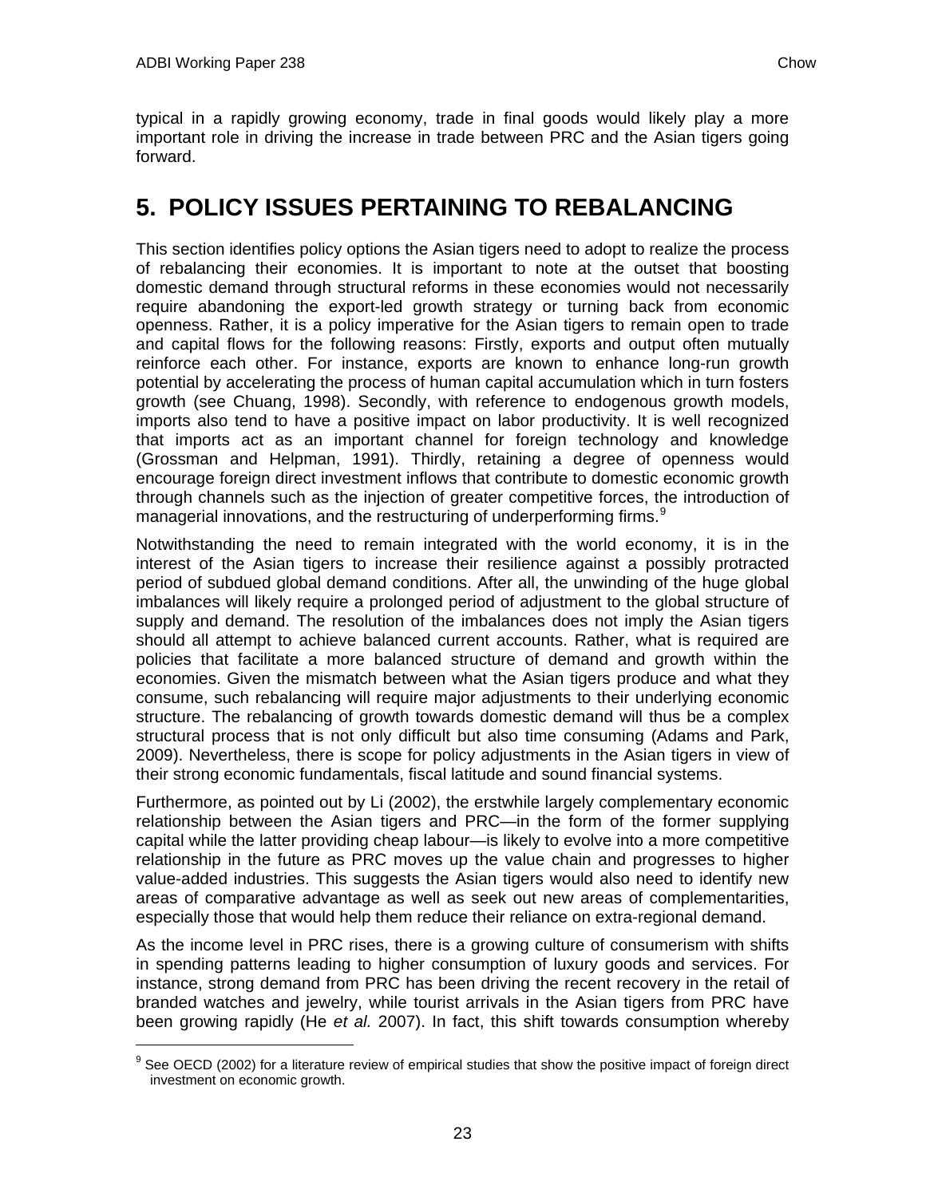typical in a rapidly growing economy, trade in final goods would likely play a more important role in driving the increase in trade between PRC and the Asian tigers going forward.

# 5. POLICY ISSUES PERTAINING TO REBALANCING

This section identifies policy options the Asian tigers need to adopt to realize the process of rebalancing their economies. It is important to note at the outset that boosting domestic demand through structural reforms in these economies would not necessarily require abandoning the export-led growth strategy or turning back from economic openness. Rather, it is a policy imperative for the Asian tigers to remain open to trade and capital flows for the following reasons: Firstly, exports and output often mutually reinforce each other. For instance, exports are known to enhance long-run growth potential by accelerating the process of human capital accumulation which in turn fosters growth (see Chuang, 1998). Secondly, with reference to endogenous growth models, imports also tend to have a positive impact on labor productivity. It is well recognized that imports act as an important channel for foreign technology and knowledge (Grossman and Helpman, 1991). Thirdly, retaining a degree of openness would encourage foreign direct investment inflows that contribute to domestic economic growth through channels such as the injection of greater competitive forces, the introduction of managerial innovations, and the restructuring of underperforming firms.[9]

Notwithstanding the need to remain integrated with the world economy, it is in the interest of the Asian tigers to increase their resilience against a possibly protracted period of subdued global demand conditions. After all, the unwinding of the huge global imbalances will likely require a prolonged period of adjustment to the global structure of supply and demand. The resolution of the imbalances does not imply the Asian tigers should all attempt to achieve balanced current accounts. Rather, what is required are policies that facilitate a more balanced structure of demand and growth within the economies. Given the mismatch between what the Asian tigers produce and what they consume, such rebalancing will require major adjustments to their underlying economic structure. The rebalancing of growth towards domestic demand will thus be a complex structural process that is not only difficult but also time consuming (Adams and Park, 2009). Nevertheless, there is scope for policy adjustments in the Asian tigers in view of their strong economic fundamentals, fiscal latitude and sound financial systems.

Furthermore, as pointed out by Li (2002), the erstwhile largely complementary economic relationship between the Asian tigers and PRC—in the form of the former supplying capital while the latter providing cheap labour—is likely to evolve into a more competitive relationship in the future as PRC moves up the value chain and progresses to higher value-added industries. This suggests the Asian tigers would also need to identify new areas of comparative advantage as well as seek out new areas of complementarities, especially those that would help them reduce their reliance on extra-regional demand.

As the income level in PRC rises, there is a growing culture of consumerism with shifts in spending patterns leading to higher consumption of luxury goods and services. For instance, strong demand from PRC has been driving the recent recovery in the retail of branded watches and jewelry, while tourist arrivals in the Asian tigers from PRC have been growing rapidly (He *et al.* 2007). In fact, this shift towards consumption whereby

[9] See OECD (2002) for a literature review of empirical studies that show the positive impact of foreign direct investment on economic growth.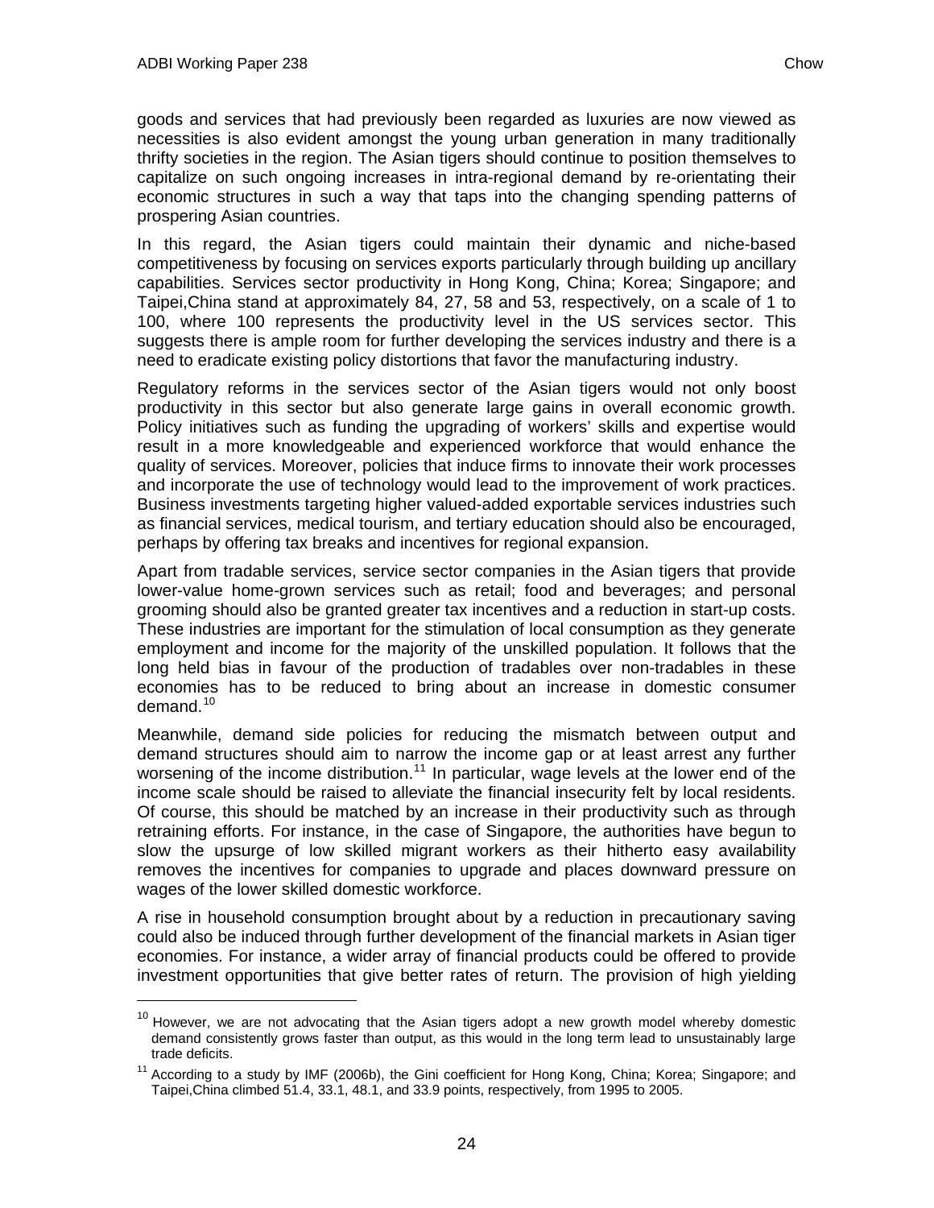goods and services that had previously been regarded as luxuries are now viewed as necessities is also evident amongst the young urban generation in many traditionally thrifty societies in the region. The Asian tigers should continue to position themselves to capitalize on such ongoing increases in intra-regional demand by re-orientating their economic structures in such a way that taps into the changing spending patterns of prospering Asian countries.

In this regard, the Asian tigers could maintain their dynamic and niche-based competitiveness by focusing on services exports particularly through building up ancillary capabilities. Services sector productivity in Hong Kong, China; Korea; Singapore; and Taipei,China stand at approximately 84, 27, 58 and 53, respectively, on a scale of 1 to 100, where 100 represents the productivity level in the US services sector. This suggests there is ample room for further developing the services industry and there is a need to eradicate existing policy distortions that favor the manufacturing industry.

Regulatory reforms in the services sector of the Asian tigers would not only boost productivity in this sector but also generate large gains in overall economic growth. Policy initiatives such as funding the upgrading of workers' skills and expertise would result in a more knowledgeable and experienced workforce that would enhance the quality of services. Moreover, policies that induce firms to innovate their work processes and incorporate the use of technology would lead to the improvement of work practices. Business investments targeting higher valued-added exportable services industries such as financial services, medical tourism, and tertiary education should also be encouraged, perhaps by offering tax breaks and incentives for regional expansion.

Apart from tradable services, service sector companies in the Asian tigers that provide lower-value home-grown services such as retail; food and beverages; and personal grooming should also be granted greater tax incentives and a reduction in start-up costs. These industries are important for the stimulation of local consumption as they generate employment and income for the majority of the unskilled population. It follows that the long held bias in favour of the production of tradables over non-tradables in these economies has to be reduced to bring about an increase in domestic consumer demand.[10]

Meanwhile, demand side policies for reducing the mismatch between output and demand structures should aim to narrow the income gap or at least arrest any further worsening of the income distribution.[11] In particular, wage levels at the lower end of the income scale should be raised to alleviate the financial insecurity felt by local residents. Of course, this should be matched by an increase in their productivity such as through retraining efforts. For instance, in the case of Singapore, the authorities have begun to slow the upsurge of low skilled migrant workers as their hitherto easy availability removes the incentives for companies to upgrade and places downward pressure on wages of the lower skilled domestic workforce.

A rise in household consumption brought about by a reduction in precautionary saving could also be induced through further development of the financial markets in Asian tiger economies. For instance, a wider array of financial products could be offered to provide investment opportunities that give better rates of return. The provision of high yielding

---

[10] However, we are not advocating that the Asian tigers adopt a new growth model whereby domestic demand consistently grows faster than output, as this would in the long term lead to unsustainably large trade deficits.

[11] According to a study by IMF (2006b), the Gini coefficient for Hong Kong, China; Korea; Singapore; and Taipei,China climbed 51.4, 33.1, 48.1, and 33.9 points, respectively, from 1995 to 2005.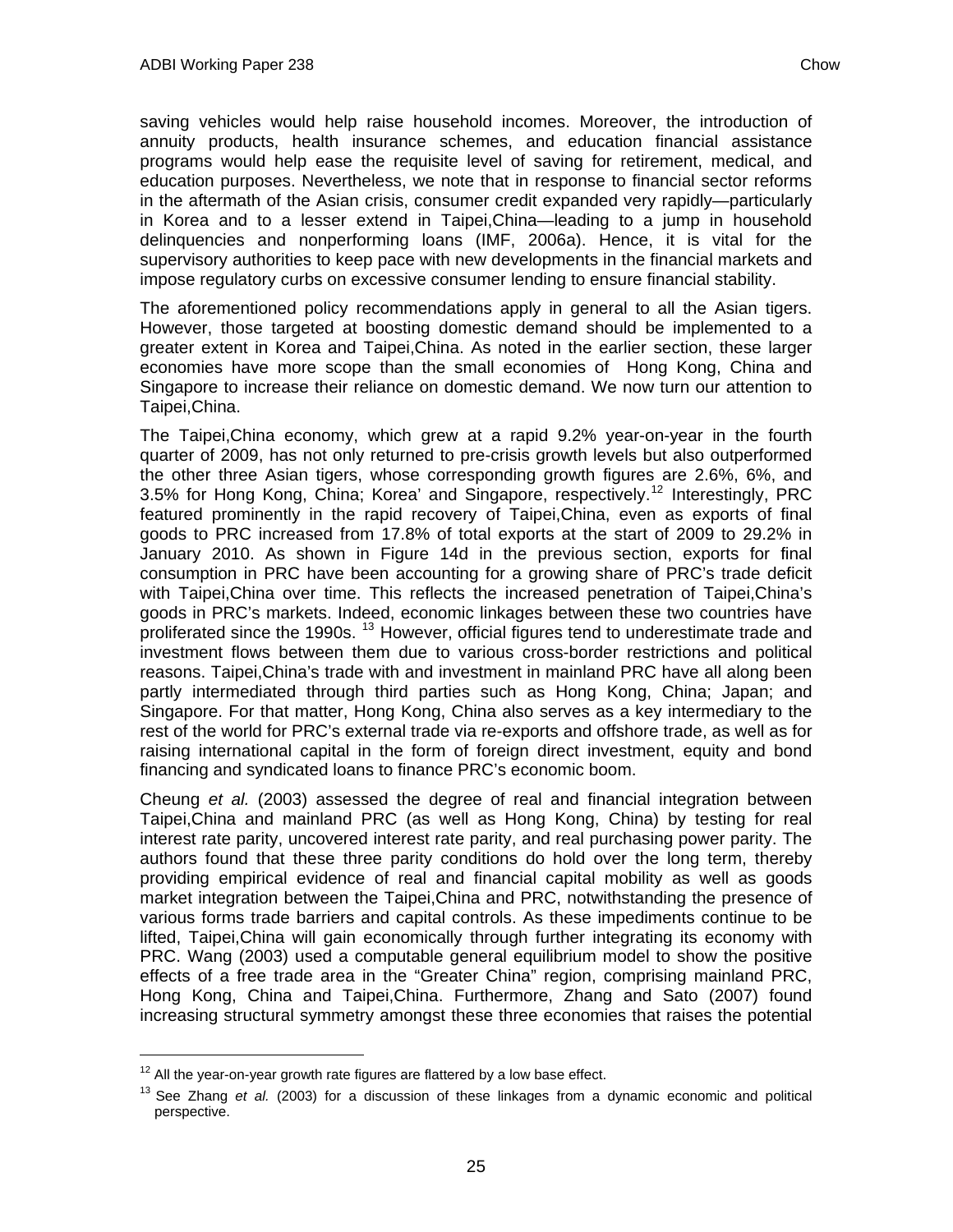saving vehicles would help raise household incomes. Moreover, the introduction of annuity products, health insurance schemes, and education financial assistance programs would help ease the requisite level of saving for retirement, medical, and education purposes. Nevertheless, we note that in response to financial sector reforms in the aftermath of the Asian crisis, consumer credit expanded very rapidly—particularly in Korea and to a lesser extend in Taipei,China—leading to a jump in household delinquencies and nonperforming loans (IMF, 2006a). Hence, it is vital for the supervisory authorities to keep pace with new developments in the financial markets and impose regulatory curbs on excessive consumer lending to ensure financial stability.

The aforementioned policy recommendations apply in general to all the Asian tigers. However, those targeted at boosting domestic demand should be implemented to a greater extent in Korea and Taipei,China. As noted in the earlier section, these larger economies have more scope than the small economies of Hong Kong, China and Singapore to increase their reliance on domestic demand. We now turn our attention to Taipei,China.

The Taipei,China economy, which grew at a rapid 9.2% year-on-year in the fourth quarter of 2009, has not only returned to pre-crisis growth levels but also outperformed the other three Asian tigers, whose corresponding growth figures are 2.6%, 6%, and 3.5% for Hong Kong, China; Korea' and Singapore, respectively.[12] Interestingly, PRC featured prominently in the rapid recovery of Taipei,China, even as exports of final goods to PRC increased from 17.8% of total exports at the start of 2009 to 29.2% in January 2010. As shown in Figure 14d in the previous section, exports for final consumption in PRC have been accounting for a growing share of PRC's trade deficit with Taipei,China over time. This reflects the increased penetration of Taipei,China's goods in PRC's markets. Indeed, economic linkages between these two countries have proliferated since the 1990s.[13] However, official figures tend to underestimate trade and investment flows between them due to various cross-border restrictions and political reasons. Taipei,China's trade with and investment in mainland PRC have all along been partly intermediated through third parties such as Hong Kong, China; Japan; and Singapore. For that matter, Hong Kong, China also serves as a key intermediary to the rest of the world for PRC's external trade via re-exports and offshore trade, as well as for raising international capital in the form of foreign direct investment, equity and bond financing and syndicated loans to finance PRC's economic boom.

Cheung *et al.* (2003) assessed the degree of real and financial integration between Taipei,China and mainland PRC (as well as Hong Kong, China) by testing for real interest rate parity, uncovered interest rate parity, and real purchasing power parity. The authors found that these three parity conditions do hold over the long term, thereby providing empirical evidence of real and financial capital mobility as well as goods market integration between the Taipei,China and PRC, notwithstanding the presence of various forms trade barriers and capital controls. As these impediments continue to be lifted, Taipei,China will gain economically through further integrating its economy with PRC. Wang (2003) used a computable general equilibrium model to show the positive effects of a free trade area in the "Greater China" region, comprising mainland PRC, Hong Kong, China and Taipei,China. Furthermore, Zhang and Sato (2007) found increasing structural symmetry amongst these three economies that raises the potential

[12] All the year-on-year growth rate figures are flattered by a low base effect.

[13] See Zhang *et al.* (2003) for a discussion of these linkages from a dynamic economic and political perspective.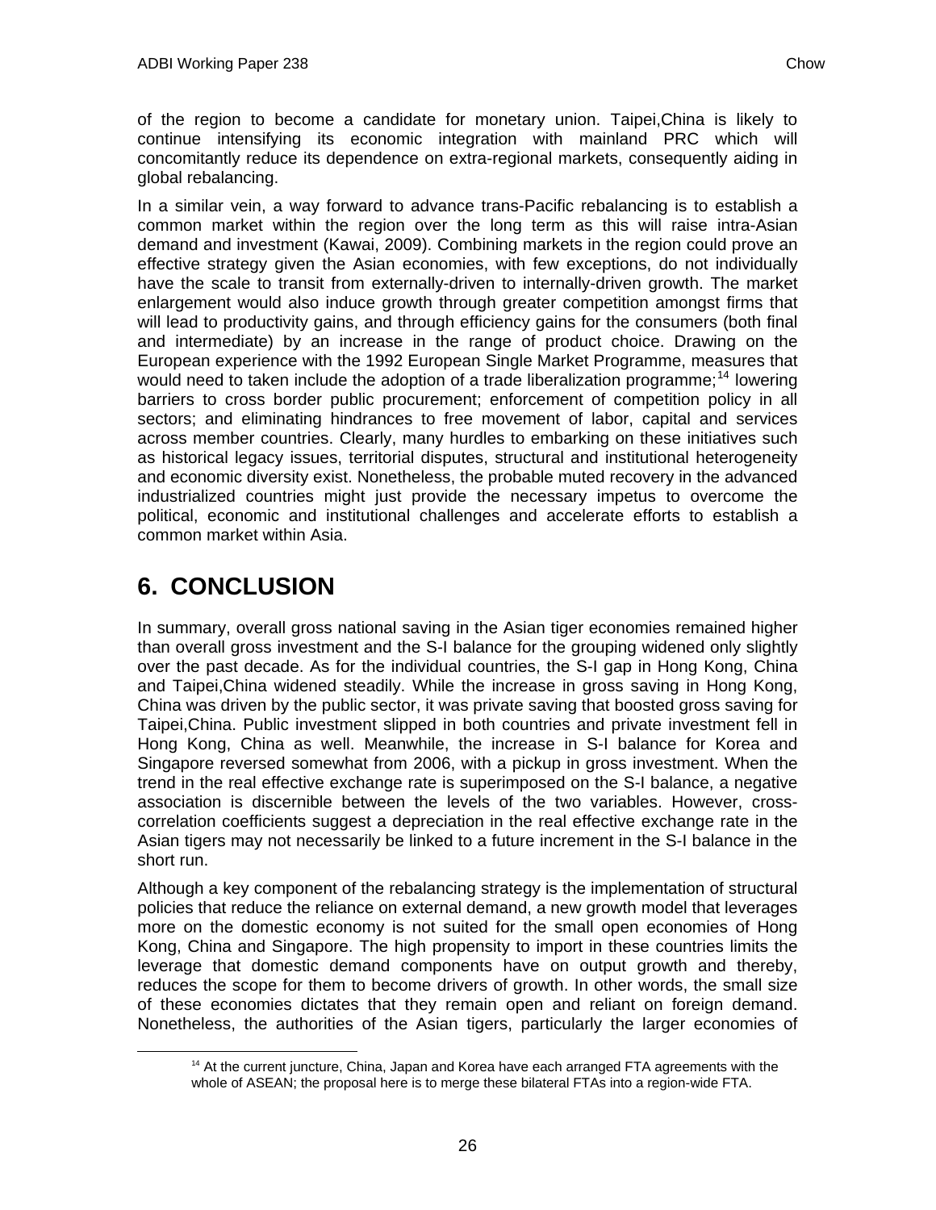of the region to become a candidate for monetary union. Taipei,China is likely to continue intensifying its economic integration with mainland PRC which will concomitantly reduce its dependence on extra-regional markets, consequently aiding in global rebalancing.

In a similar vein, a way forward to advance trans-Pacific rebalancing is to establish a common market within the region over the long term as this will raise intra-Asian demand and investment (Kawai, 2009). Combining markets in the region could prove an effective strategy given the Asian economies, with few exceptions, do not individually have the scale to transit from externally-driven to internally-driven growth. The market enlargement would also induce growth through greater competition amongst firms that will lead to productivity gains, and through efficiency gains for the consumers (both final and intermediate) by an increase in the range of product choice. Drawing on the European experience with the 1992 European Single Market Programme, measures that would need to taken include the adoption of a trade liberalization programme;[14] lowering barriers to cross border public procurement; enforcement of competition policy in all sectors; and eliminating hindrances to free movement of labor, capital and services across member countries. Clearly, many hurdles to embarking on these initiatives such as historical legacy issues, territorial disputes, structural and institutional heterogeneity and economic diversity exist. Nonetheless, the probable muted recovery in the advanced industrialized countries might just provide the necessary impetus to overcome the political, economic and institutional challenges and accelerate efforts to establish a common market within Asia.

# 6. CONCLUSION

In summary, overall gross national saving in the Asian tiger economies remained higher than overall gross investment and the S-I balance for the grouping widened only slightly over the past decade. As for the individual countries, the S-I gap in Hong Kong, China and Taipei,China widened steadily. While the increase in gross saving in Hong Kong, China was driven by the public sector, it was private saving that boosted gross saving for Taipei,China. Public investment slipped in both countries and private investment fell in Hong Kong, China as well. Meanwhile, the increase in S-I balance for Korea and Singapore reversed somewhat from 2006, with a pickup in gross investment. When the trend in the real effective exchange rate is superimposed on the S-I balance, a negative association is discernible between the levels of the two variables. However, cross-correlation coefficients suggest a depreciation in the real effective exchange rate in the Asian tigers may not necessarily be linked to a future increment in the S-I balance in the short run.

Although a key component of the rebalancing strategy is the implementation of structural policies that reduce the reliance on external demand, a new growth model that leverages more on the domestic economy is not suited for the small open economies of Hong Kong, China and Singapore. The high propensity to import in these countries limits the leverage that domestic demand components have on output growth and thereby, reduces the scope for them to become drivers of growth. In other words, the small size of these economies dictates that they remain open and reliant on foreign demand. Nonetheless, the authorities of the Asian tigers, particularly the larger economies of

[14] At the current juncture, China, Japan and Korea have each arranged FTA agreements with the whole of ASEAN; the proposal here is to merge these bilateral FTAs into a region-wide FTA.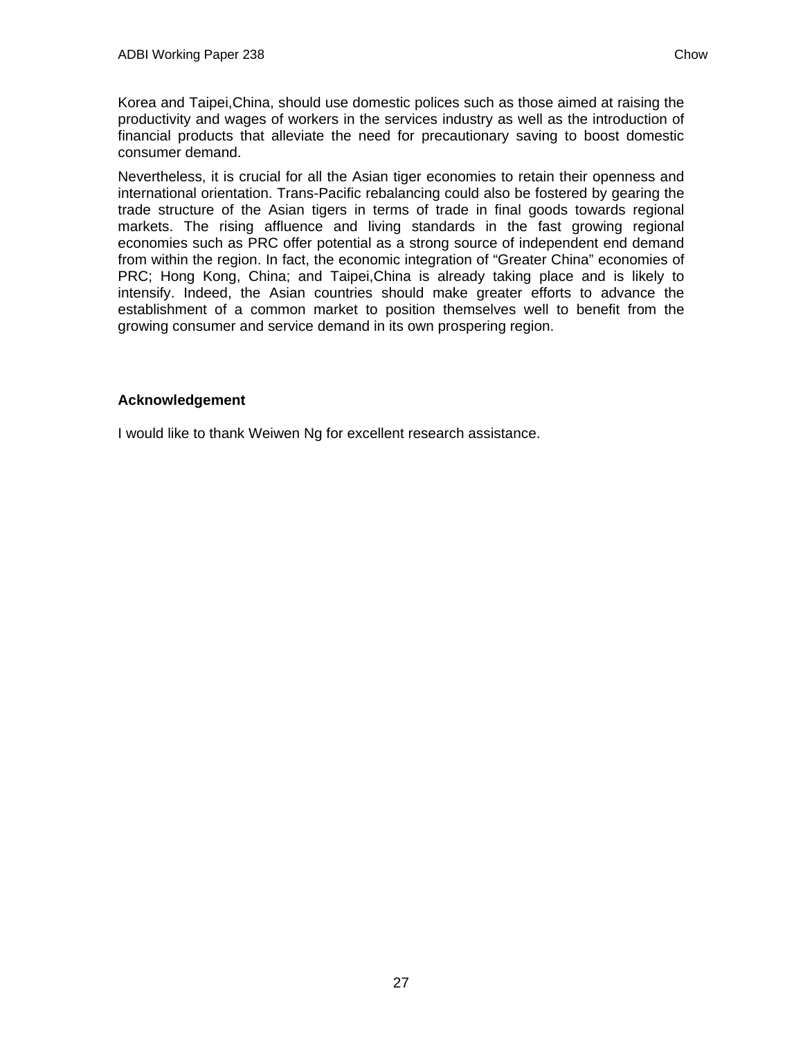Korea and Taipei,China, should use domestic polices such as those aimed at raising the productivity and wages of workers in the services industry as well as the introduction of financial products that alleviate the need for precautionary saving to boost domestic consumer demand.

Nevertheless, it is crucial for all the Asian tiger economies to retain their openness and international orientation. Trans-Pacific rebalancing could also be fostered by gearing the trade structure of the Asian tigers in terms of trade in final goods towards regional markets. The rising affluence and living standards in the fast growing regional economies such as PRC offer potential as a strong source of independent end demand from within the region. In fact, the economic integration of "Greater China" economies of PRC; Hong Kong, China; and Taipei,China is already taking place and is likely to intensify. Indeed, the Asian countries should make greater efforts to advance the establishment of a common market to position themselves well to benefit from the growing consumer and service demand in its own prospering region.

**Acknowledgement**

I would like to thank Weiwen Ng for excellent research assistance.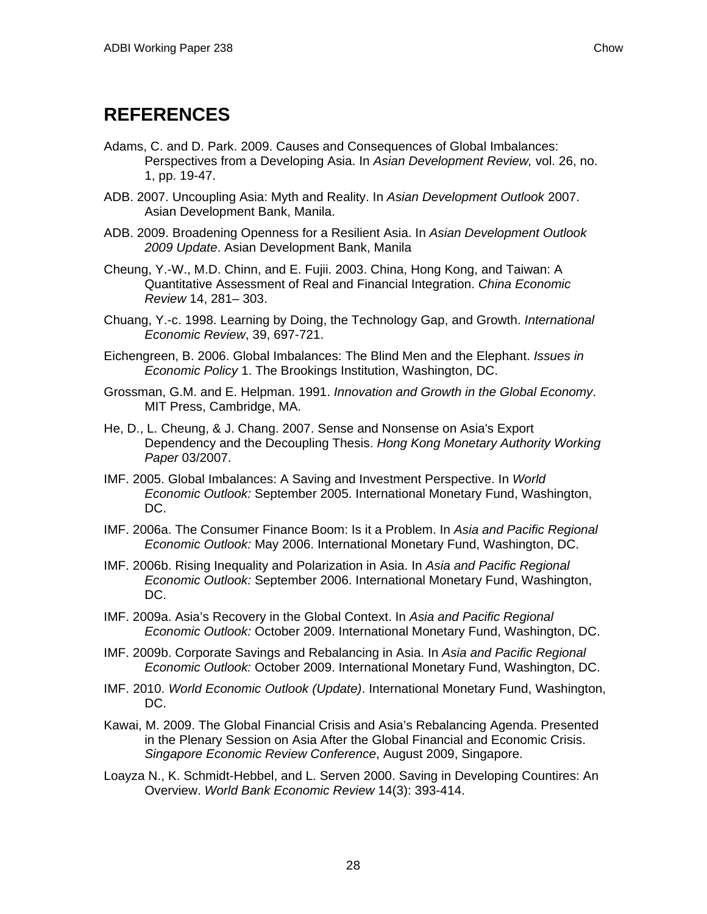## REFERENCES

Adams, C. and D. Park. 2009. Causes and Consequences of Global Imbalances: Perspectives from a Developing Asia. In *Asian Development Review,* vol. 26, no. 1, pp. 19-47.

ADB. 2007. Uncoupling Asia: Myth and Reality. In *Asian Development Outlook* 2007. Asian Development Bank, Manila.

ADB. 2009. Broadening Openness for a Resilient Asia. In *Asian Development Outlook 2009 Update*. Asian Development Bank, Manila

Cheung, Y.-W., M.D. Chinn, and E. Fujii. 2003. China, Hong Kong, and Taiwan: A Quantitative Assessment of Real and Financial Integration. *China Economic Review* 14, 281– 303.

Chuang, Y.-c. 1998. Learning by Doing, the Technology Gap, and Growth. *International Economic Review*, 39, 697-721.

Eichengreen, B. 2006. Global Imbalances: The Blind Men and the Elephant. *Issues in Economic Policy* 1. The Brookings Institution, Washington, DC.

Grossman, G.M. and E. Helpman. 1991. *Innovation and Growth in the Global Economy*. MIT Press, Cambridge, MA.

He, D., L. Cheung, & J. Chang. 2007. Sense and Nonsense on Asia's Export Dependency and the Decoupling Thesis. *Hong Kong Monetary Authority Working Paper* 03/2007.

IMF. 2005. Global Imbalances: A Saving and Investment Perspective. In *World Economic Outlook:* September 2005. International Monetary Fund, Washington, DC.

IMF. 2006a. The Consumer Finance Boom: Is it a Problem. In *Asia and Pacific Regional Economic Outlook:* May 2006. International Monetary Fund, Washington, DC.

IMF. 2006b. Rising Inequality and Polarization in Asia. In *Asia and Pacific Regional Economic Outlook:* September 2006. International Monetary Fund, Washington, DC.

IMF. 2009a. Asia's Recovery in the Global Context. In *Asia and Pacific Regional Economic Outlook:* October 2009. International Monetary Fund, Washington, DC.

IMF. 2009b. Corporate Savings and Rebalancing in Asia. In *Asia and Pacific Regional Economic Outlook:* October 2009. International Monetary Fund, Washington, DC.

IMF. 2010. *World Economic Outlook (Update)*. International Monetary Fund, Washington, DC.

Kawai, M. 2009. The Global Financial Crisis and Asia's Rebalancing Agenda. Presented in the Plenary Session on Asia After the Global Financial and Economic Crisis. *Singapore Economic Review Conference*, August 2009, Singapore.

Loayza N., K. Schmidt-Hebbel, and L. Serven 2000. Saving in Developing Countires: An Overview. *World Bank Economic Review* 14(3): 393-414.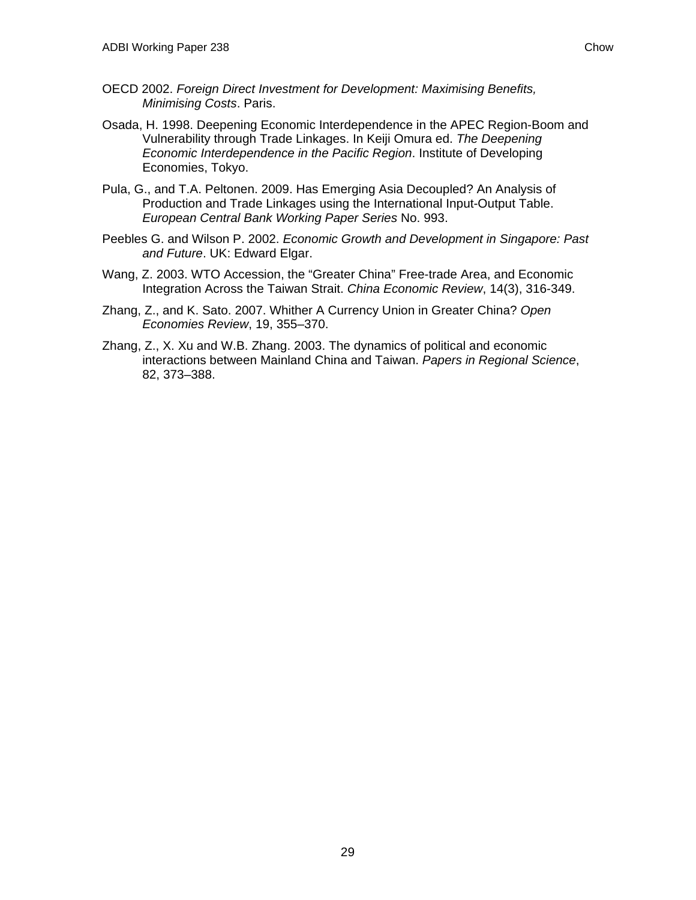OECD 2002. *Foreign Direct Investment for Development: Maximising Benefits, Minimising Costs*. Paris.

Osada, H. 1998. Deepening Economic Interdependence in the APEC Region-Boom and Vulnerability through Trade Linkages. In Keiji Omura ed. *The Deepening Economic Interdependence in the Pacific Region*. Institute of Developing Economies, Tokyo.

Pula, G., and T.A. Peltonen. 2009. Has Emerging Asia Decoupled? An Analysis of Production and Trade Linkages using the International Input-Output Table. *European Central Bank Working Paper Series* No. 993.

Peebles G. and Wilson P. 2002. *Economic Growth and Development in Singapore: Past and Future*. UK: Edward Elgar.

Wang, Z. 2003. WTO Accession, the "Greater China" Free-trade Area, and Economic Integration Across the Taiwan Strait. *China Economic Review*, 14(3), 316-349.

Zhang, Z., and K. Sato. 2007. Whither A Currency Union in Greater China? *Open Economies Review*, 19, 355–370.

Zhang, Z., X. Xu and W.B. Zhang. 2003. The dynamics of political and economic interactions between Mainland China and Taiwan. *Papers in Regional Science*, 82, 373–388.